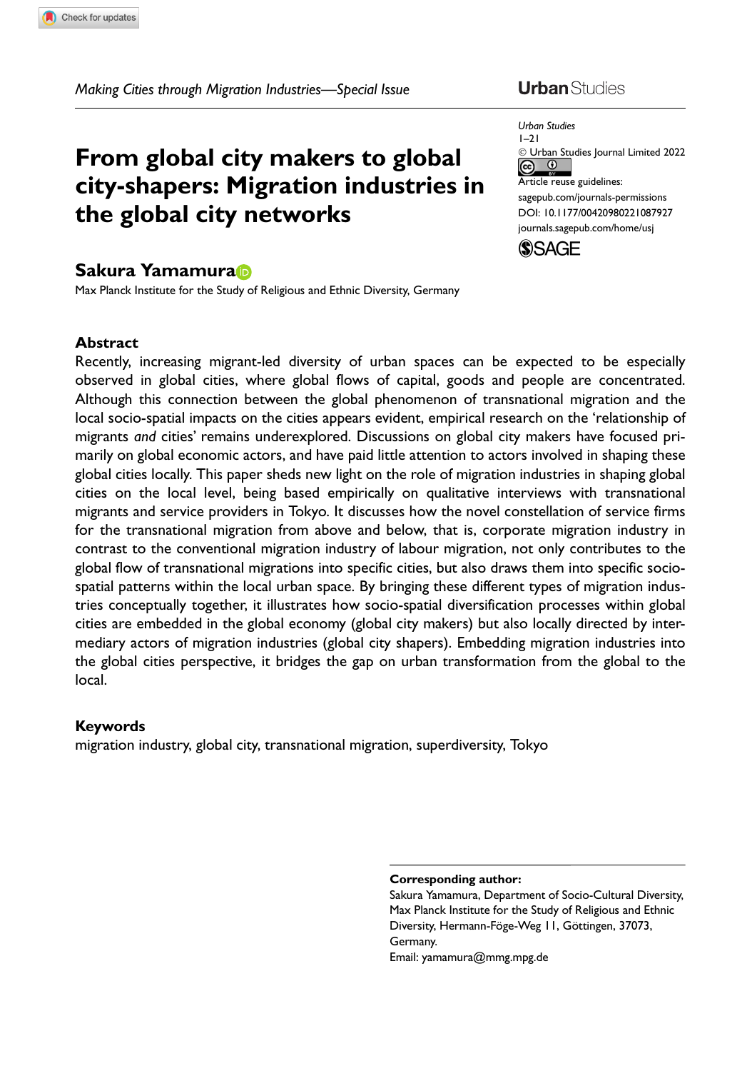# From global city makers to global city-shapers: Migration industries in the global city networks

**Sakura Yamamura**

Max Planck Institute for the Study of Religious and Ethnic Diversity, Germany

## Abstract

Recently, increasing migrant-led diversity of urban spaces can be expected to be especially observed in global cities, where global flows of capital, goods and people are concentrated. Although this connection between the global phenomenon of transnational migration and the local socio-spatial impacts on the cities appears evident, empirical research on the 'relationship of migrants *and* cities' remains underexplored. Discussions on global city makers have focused primarily on global economic actors, and have paid little attention to actors involved in shaping these global cities locally. This paper sheds new light on the role of migration industries in shaping global cities on the local level, being based empirically on qualitative interviews with transnational migrants and service providers in Tokyo. It discusses how the novel constellation of service firms for the transnational migration from above and below, that is, corporate migration industry in contrast to the conventional migration industry of labour migration, not only contributes to the global flow of transnational migrations into specific cities, but also draws them into specific socio-spatial patterns within the local urban space. By bringing these different types of migration industries conceptually together, it illustrates how socio-spatial diversification processes within global cities are embedded in the global economy (global city makers) but also locally directed by intermediary actors of migration industries (global city shapers). Embedding migration industries into the global cities perspective, it bridges the gap on urban transformation from the global to the local.

## Keywords

migration industry, global city, transnational migration, superdiversity, Tokyo

---

**Corresponding author:**

Sakura Yamamura, Department of Socio-Cultural Diversity, Max Planck Institute for the Study of Religious and Ethnic Diversity, Hermann-Föge-Weg 11, Göttingen, 37073, Germany.

Email: yamamura@mmg.mpg.de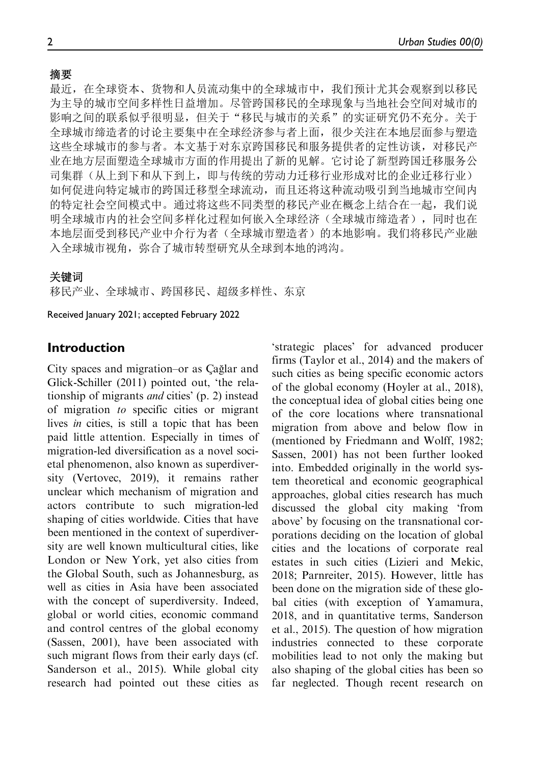**摘要**

最近，在全球资本、货物和人员流动集中的全球城市中，我们预计尤其会观察到以移民为主导的城市空间多样性日益增加。尽管跨国移民的全球现象与当地社会空间对城市的影响之间的联系似乎很明显，但关于"移民与城市的关系"的实证研究仍不充分。关于全球城市缔造者的讨论主要集中在全球经济参与者上面，很少关注在本地层面参与塑造这些全球城市的参与者。本文基于对东京跨国移民和服务提供者的定性访谈，对移民产业在地方层面塑造全球城市方面的作用提出了新的见解。它讨论了新型跨国迁移服务公司集群（从上到下和从下到上，即与传统的劳动力迁移行业形成对比的企业迁移行业）如何促进向特定城市的跨国迁移型全球流动，而且还将这种流动吸引到当地城市空间内的特定社会空间模式中。通过将这些不同类型的移民产业在概念上结合在一起，我们说明全球城市内的社会空间多样化过程如何嵌入全球经济（全球城市缔造者），同时也在本地层面受到移民产业中介行为者（全球城市塑造者）的本地影响。我们将移民产业融入全球城市视角，弥合了城市转型研究从全球到本地的鸿沟。

**关键词**

移民产业、全球城市、跨国移民、超级多样性、东京

Received January 2021; accepted February 2022

## Introduction

City spaces and migration–or as Çağlar and Glick-Schiller (2011) pointed out, 'the relationship of migrants *and* cities' (p. 2) instead of migration *to* specific cities or migrant lives *in* cities, is still a topic that has been paid little attention. Especially in times of migration-led diversification as a novel societal phenomenon, also known as superdiversity (Vertovec, 2019), it remains rather unclear which mechanism of migration and actors contribute to such migration-led shaping of cities worldwide. Cities that have been mentioned in the context of superdiversity are well known multicultural cities, like London or New York, yet also cities from the Global South, such as Johannesburg, as well as cities in Asia have been associated with the concept of superdiversity. Indeed, global or world cities, economic command and control centres of the global economy (Sassen, 2001), have been associated with such migrant flows from their early days (cf. Sanderson et al., 2015). While global city research had pointed out these cities as 'strategic places' for advanced producer firms (Taylor et al., 2014) and the makers of such cities as being specific economic actors of the global economy (Hoyler at al., 2018), the conceptual idea of global cities being one of the core locations where transnational migration from above and below flow in (mentioned by Friedmann and Wolff, 1982; Sassen, 2001) has not been further looked into. Embedded originally in the world system theoretical and economic geographical approaches, global cities research has much discussed the global city making 'from above' by focusing on the transnational corporations deciding on the location of global cities and the locations of corporate real estates in such cities (Lizieri and Mekic, 2018; Parnreiter, 2015). However, little has been done on the migration side of these global cities (with exception of Yamamura, 2018, and in quantitative terms, Sanderson et al., 2015). The question of how migration industries connected to these corporate mobilities lead to not only the making but also shaping of the global cities has been so far neglected. Though recent research on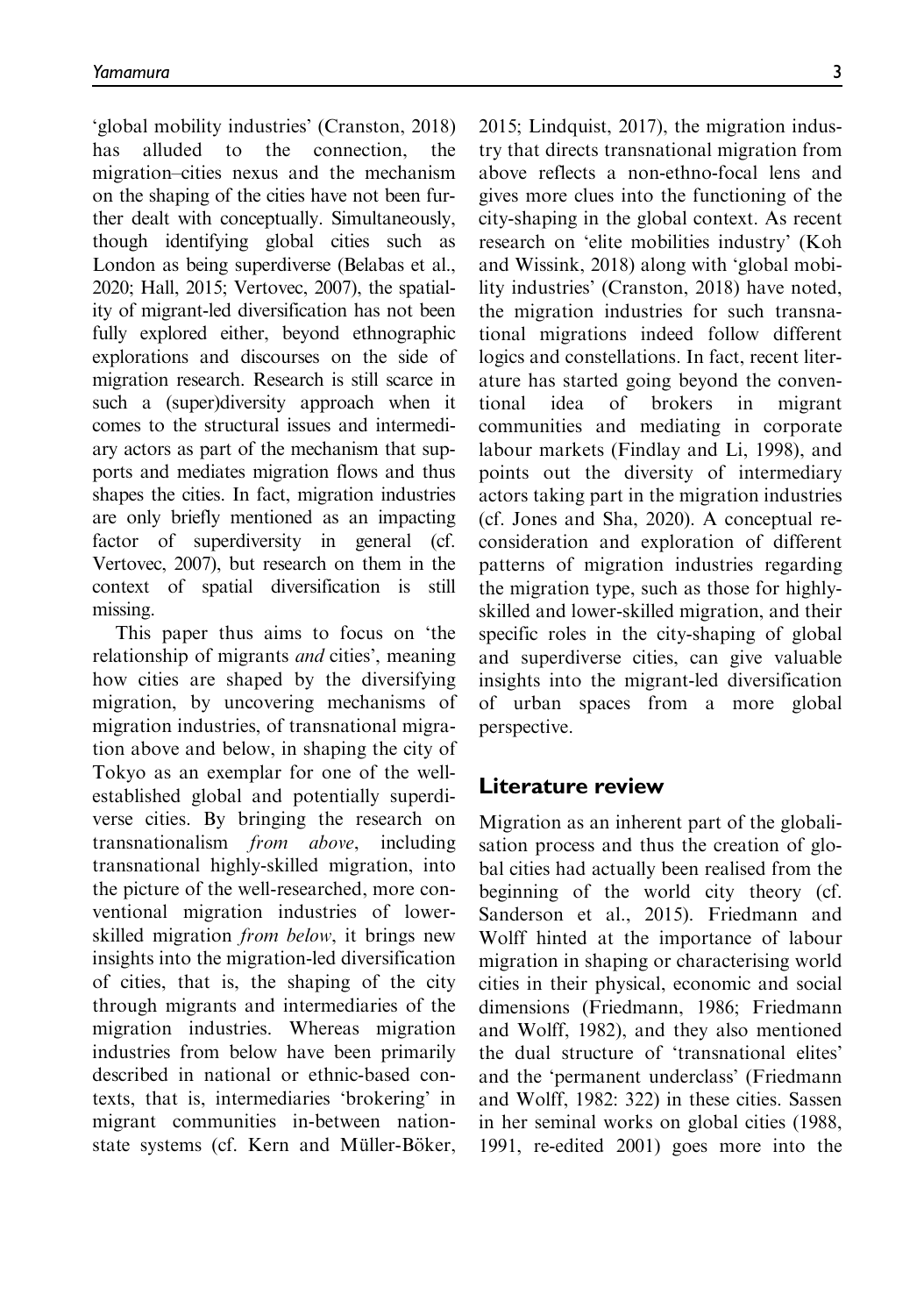'global mobility industries' (Cranston, 2018) has alluded to the connection, the migration–cities nexus and the mechanism on the shaping of the cities have not been further dealt with conceptually. Simultaneously, though identifying global cities such as London as being superdiverse (Belabas et al., 2020; Hall, 2015; Vertovec, 2007), the spatiality of migrant-led diversification has not been fully explored either, beyond ethnographic explorations and discourses on the side of migration research. Research is still scarce in such a (super)diversity approach when it comes to the structural issues and intermediary actors as part of the mechanism that supports and mediates migration flows and thus shapes the cities. In fact, migration industries are only briefly mentioned as an impacting factor of superdiversity in general (cf. Vertovec, 2007), but research on them in the context of spatial diversification is still missing.

This paper thus aims to focus on 'the relationship of migrants *and* cities', meaning how cities are shaped by the diversifying migration, by uncovering mechanisms of migration industries, of transnational migration above and below, in shaping the city of Tokyo as an exemplar for one of the well-established global and potentially superdiverse cities. By bringing the research on transnationalism *from above*, including transnational highly-skilled migration, into the picture of the well-researched, more conventional migration industries of lower-skilled migration *from below*, it brings new insights into the migration-led diversification of cities, that is, the shaping of the city through migrants and intermediaries of the migration industries. Whereas migration industries from below have been primarily described in national or ethnic-based contexts, that is, intermediaries 'brokering' in migrant communities in-between nation-state systems (cf. Kern and Müller-Böker, 2015; Lindquist, 2017), the migration industry that directs transnational migration from above reflects a non-ethno-focal lens and gives more clues into the functioning of the city-shaping in the global context. As recent research on 'elite mobilities industry' (Koh and Wissink, 2018) along with 'global mobility industries' (Cranston, 2018) have noted, the migration industries for such transnational migrations indeed follow different logics and constellations. In fact, recent literature has started going beyond the conventional idea of brokers in migrant communities and mediating in corporate labour markets (Findlay and Li, 1998), and points out the diversity of intermediary actors taking part in the migration industries (cf. Jones and Sha, 2020). A conceptual re-consideration and exploration of different patterns of migration industries regarding the migration type, such as those for highly-skilled and lower-skilled migration, and their specific roles in the city-shaping of global and superdiverse cities, can give valuable insights into the migrant-led diversification of urban spaces from a more global perspective.

## Literature review

Migration as an inherent part of the globalisation process and thus the creation of global cities had actually been realised from the beginning of the world city theory (cf. Sanderson et al., 2015). Friedmann and Wolff hinted at the importance of labour migration in shaping or characterising world cities in their physical, economic and social dimensions (Friedmann, 1986; Friedmann and Wolff, 1982), and they also mentioned the dual structure of 'transnational elites' and the 'permanent underclass' (Friedmann and Wolff, 1982: 322) in these cities. Sassen in her seminal works on global cities (1988, 1991, re-edited 2001) goes more into the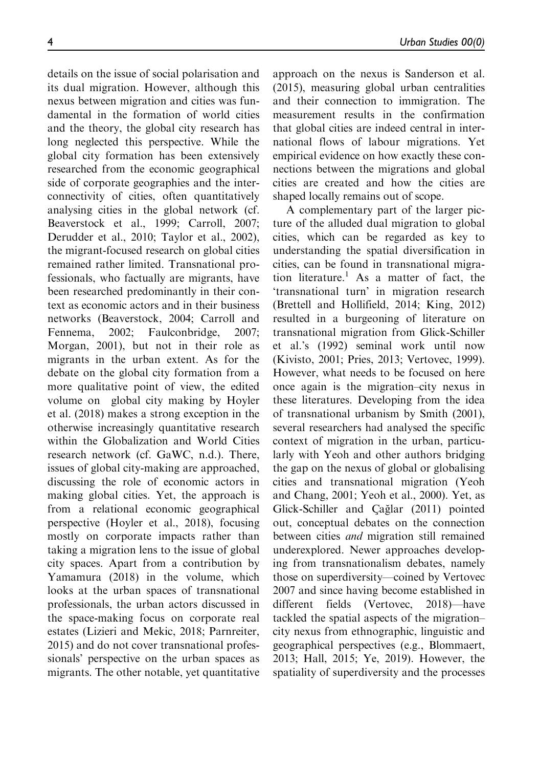details on the issue of social polarisation and its dual migration. However, although this nexus between migration and cities was fundamental in the formation of world cities and the theory, the global city research has long neglected this perspective. While the global city formation has been extensively researched from the economic geographical side of corporate geographies and the interconnectivity of cities, often quantitatively analysing cities in the global network (cf. Beaverstock et al., 1999; Carroll, 2007; Derudder et al., 2010; Taylor et al., 2002), the migrant-focused research on global cities remained rather limited. Transnational professionals, who factually are migrants, have been researched predominantly in their context as economic actors and in their business networks (Beaverstock, 2004; Carroll and Fennema, 2002; Faulconbridge, 2007; Morgan, 2001), but not in their role as migrants in the urban extent. As for the debate on the global city formation from a more qualitative point of view, the edited volume on global city making by Hoyler et al. (2018) makes a strong exception in the otherwise increasingly quantitative research within the Globalization and World Cities research network (cf. GaWC, n.d.). There, issues of global city-making are approached, discussing the role of economic actors in making global cities. Yet, the approach is from a relational economic geographical perspective (Hoyler et al., 2018), focusing mostly on corporate impacts rather than taking a migration lens to the issue of global city spaces. Apart from a contribution by Yamamura (2018) in the volume, which looks at the urban spaces of transnational professionals, the urban actors discussed in the space-making focus on corporate real estates (Lizieri and Mekic, 2018; Parnreiter, 2015) and do not cover transnational professionals' perspective on the urban spaces as migrants. The other notable, yet quantitative approach on the nexus is Sanderson et al. (2015), measuring global urban centralities and their connection to immigration. The measurement results in the confirmation that global cities are indeed central in international flows of labour migrations. Yet empirical evidence on how exactly these connections between the migrations and global cities are created and how the cities are shaped locally remains out of scope.

A complementary part of the larger picture of the alluded dual migration to global cities, which can be regarded as key to understanding the spatial diversification in cities, can be found in transnational migration literature.[1] As a matter of fact, the 'transnational turn' in migration research (Brettell and Hollifield, 2014; King, 2012) resulted in a burgeoning of literature on transnational migration from Glick-Schiller et al.'s (1992) seminal work until now (Kivisto, 2001; Pries, 2013; Vertovec, 1999). However, what needs to be focused on here once again is the migration–city nexus in these literatures. Developing from the idea of transnational urbanism by Smith (2001), several researchers had analysed the specific context of migration in the urban, particularly with Yeoh and other authors bridging the gap on the nexus of global or globalising cities and transnational migration (Yeoh and Chang, 2001; Yeoh et al., 2000). Yet, as Glick-Schiller and Çağlar (2011) pointed out, conceptual debates on the connection between cities *and* migration still remained underexplored. Newer approaches developing from transnationalism debates, namely those on superdiversity—coined by Vertovec 2007 and since having become established in different fields (Vertovec, 2018)—have tackled the spatial aspects of the migration–city nexus from ethnographic, linguistic and geographical perspectives (e.g., Blommaert, 2013; Hall, 2015; Ye, 2019). However, the spatiality of superdiversity and the processes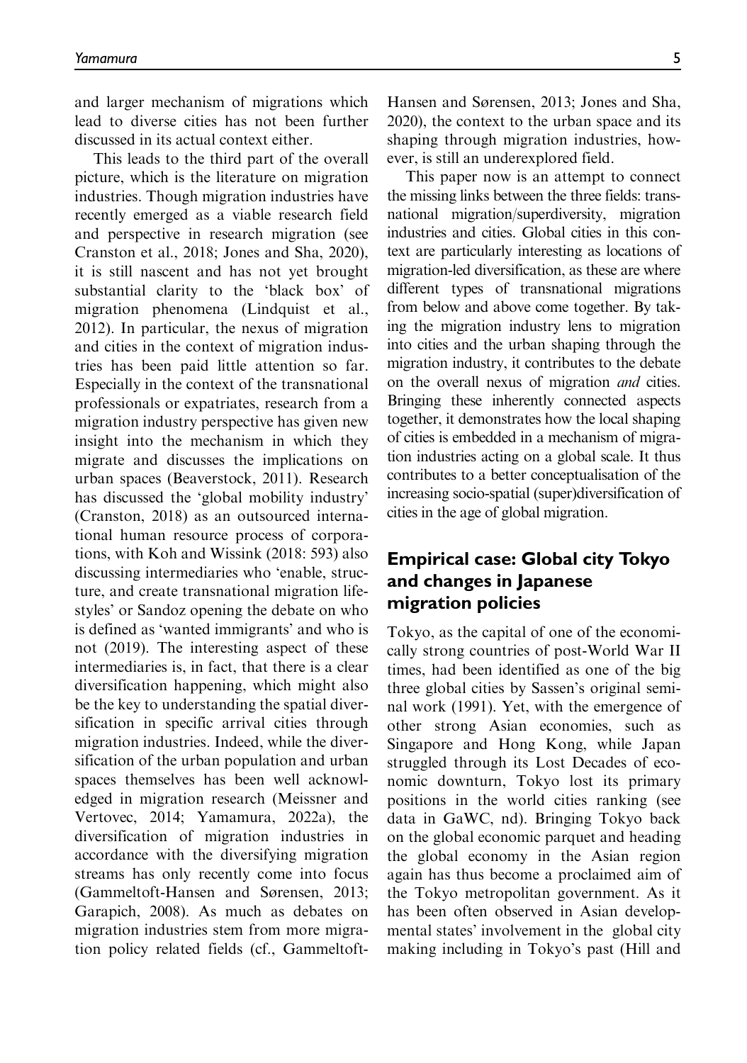and larger mechanism of migrations which lead to diverse cities has not been further discussed in its actual context either.

This leads to the third part of the overall picture, which is the literature on migration industries. Though migration industries have recently emerged as a viable research field and perspective in research migration (see Cranston et al., 2018; Jones and Sha, 2020), it is still nascent and has not yet brought substantial clarity to the 'black box' of migration phenomena (Lindquist et al., 2012). In particular, the nexus of migration and cities in the context of migration industries has been paid little attention so far. Especially in the context of the transnational professionals or expatriates, research from a migration industry perspective has given new insight into the mechanism in which they migrate and discusses the implications on urban spaces (Beaverstock, 2011). Research has discussed the 'global mobility industry' (Cranston, 2018) as an outsourced international human resource process of corporations, with Koh and Wissink (2018: 593) also discussing intermediaries who 'enable, structure, and create transnational migration lifestyles' or Sandoz opening the debate on who is defined as 'wanted immigrants' and who is not (2019). The interesting aspect of these intermediaries is, in fact, that there is a clear diversification happening, which might also be the key to understanding the spatial diversification in specific arrival cities through migration industries. Indeed, while the diversification of the urban population and urban spaces themselves has been well acknowledged in migration research (Meissner and Vertovec, 2014; Yamamura, 2022a), the diversification of migration industries in accordance with the diversifying migration streams has only recently come into focus (Gammeltoft-Hansen and Sørensen, 2013; Garapich, 2008). As much as debates on migration industries stem from more migration policy related fields (cf., Gammeltoft-Hansen and Sørensen, 2013; Jones and Sha, 2020), the context to the urban space and its shaping through migration industries, however, is still an underexplored field.

This paper now is an attempt to connect the missing links between the three fields: transnational migration/superdiversity, migration industries and cities. Global cities in this context are particularly interesting as locations of migration-led diversification, as these are where different types of transnational migrations from below and above come together. By taking the migration industry lens to migration into cities and the urban shaping through the migration industry, it contributes to the debate on the overall nexus of migration *and* cities. Bringing these inherently connected aspects together, it demonstrates how the local shaping of cities is embedded in a mechanism of migration industries acting on a global scale. It thus contributes to a better conceptualisation of the increasing socio-spatial (super)diversification of cities in the age of global migration.

## Empirical case: Global city Tokyo and changes in Japanese migration policies

Tokyo, as the capital of one of the economically strong countries of post-World War II times, had been identified as one of the big three global cities by Sassen's original seminal work (1991). Yet, with the emergence of other strong Asian economies, such as Singapore and Hong Kong, while Japan struggled through its Lost Decades of economic downturn, Tokyo lost its primary positions in the world cities ranking (see data in GaWC, nd). Bringing Tokyo back on the global economic parquet and heading the global economy in the Asian region again has thus become a proclaimed aim of the Tokyo metropolitan government. As it has been often observed in Asian developmental states' involvement in the global city making including in Tokyo's past (Hill and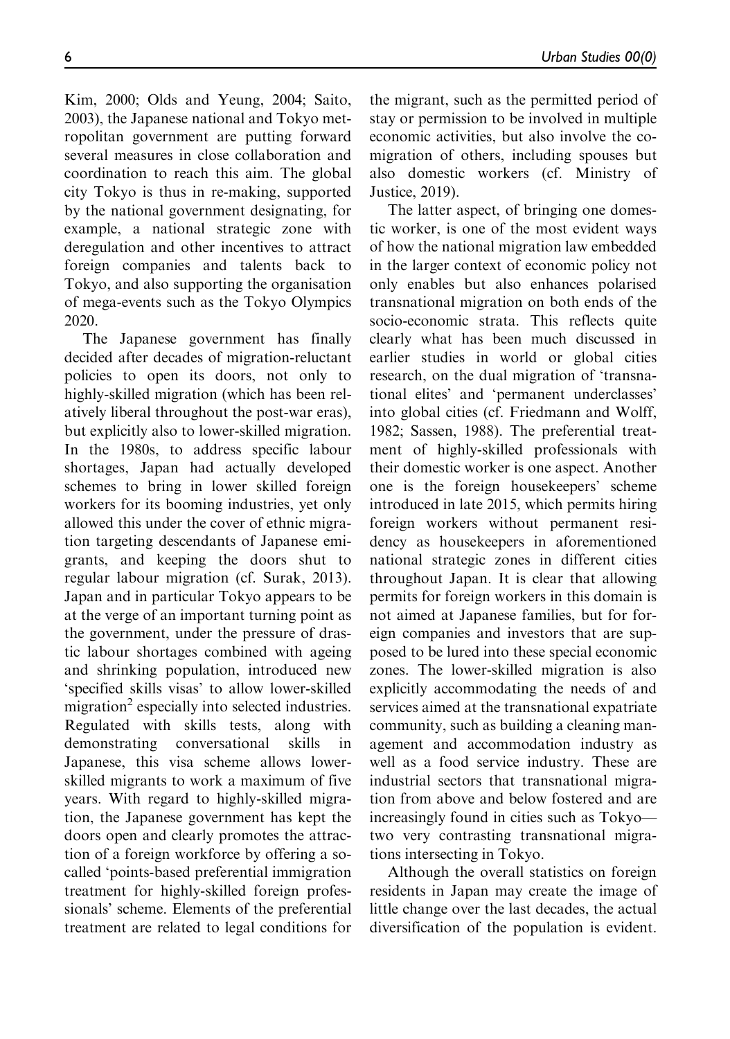Kim, 2000; Olds and Yeung, 2004; Saito, 2003), the Japanese national and Tokyo metropolitan government are putting forward several measures in close collaboration and coordination to reach this aim. The global city Tokyo is thus in re-making, supported by the national government designating, for example, a national strategic zone with deregulation and other incentives to attract foreign companies and talents back to Tokyo, and also supporting the organisation of mega-events such as the Tokyo Olympics 2020.

The Japanese government has finally decided after decades of migration-reluctant policies to open its doors, not only to highly-skilled migration (which has been relatively liberal throughout the post-war eras), but explicitly also to lower-skilled migration. In the 1980s, to address specific labour shortages, Japan had actually developed schemes to bring in lower skilled foreign workers for its booming industries, yet only allowed this under the cover of ethnic migration targeting descendants of Japanese emigrants, and keeping the doors shut to regular labour migration (cf. Surak, 2013). Japan and in particular Tokyo appears to be at the verge of an important turning point as the government, under the pressure of drastic labour shortages combined with ageing and shrinking population, introduced new 'specified skills visas' to allow lower-skilled migration[2] especially into selected industries. Regulated with skills tests, along with demonstrating conversational skills in Japanese, this visa scheme allows lower-skilled migrants to work a maximum of five years. With regard to highly-skilled migration, the Japanese government has kept the doors open and clearly promotes the attraction of a foreign workforce by offering a so-called 'points-based preferential immigration treatment for highly-skilled foreign professionals' scheme. Elements of the preferential treatment are related to legal conditions for the migrant, such as the permitted period of stay or permission to be involved in multiple economic activities, but also involve the co-migration of others, including spouses but also domestic workers (cf. Ministry of Justice, 2019).

The latter aspect, of bringing one domestic worker, is one of the most evident ways of how the national migration law embedded in the larger context of economic policy not only enables but also enhances polarised transnational migration on both ends of the socio-economic strata. This reflects quite clearly what has been much discussed in earlier studies in world or global cities research, on the dual migration of 'transnational elites' and 'permanent underclasses' into global cities (cf. Friedmann and Wolff, 1982; Sassen, 1988). The preferential treatment of highly-skilled professionals with their domestic worker is one aspect. Another one is the foreign housekeepers' scheme introduced in late 2015, which permits hiring foreign workers without permanent residency as housekeepers in aforementioned national strategic zones in different cities throughout Japan. It is clear that allowing permits for foreign workers in this domain is not aimed at Japanese families, but for foreign companies and investors that are supposed to be lured into these special economic zones. The lower-skilled migration is also explicitly accommodating the needs of and services aimed at the transnational expatriate community, such as building a cleaning management and accommodation industry as well as a food service industry. These are industrial sectors that transnational migration from above and below fostered and are increasingly found in cities such as Tokyo—two very contrasting transnational migrations intersecting in Tokyo.

Although the overall statistics on foreign residents in Japan may create the image of little change over the last decades, the actual diversification of the population is evident.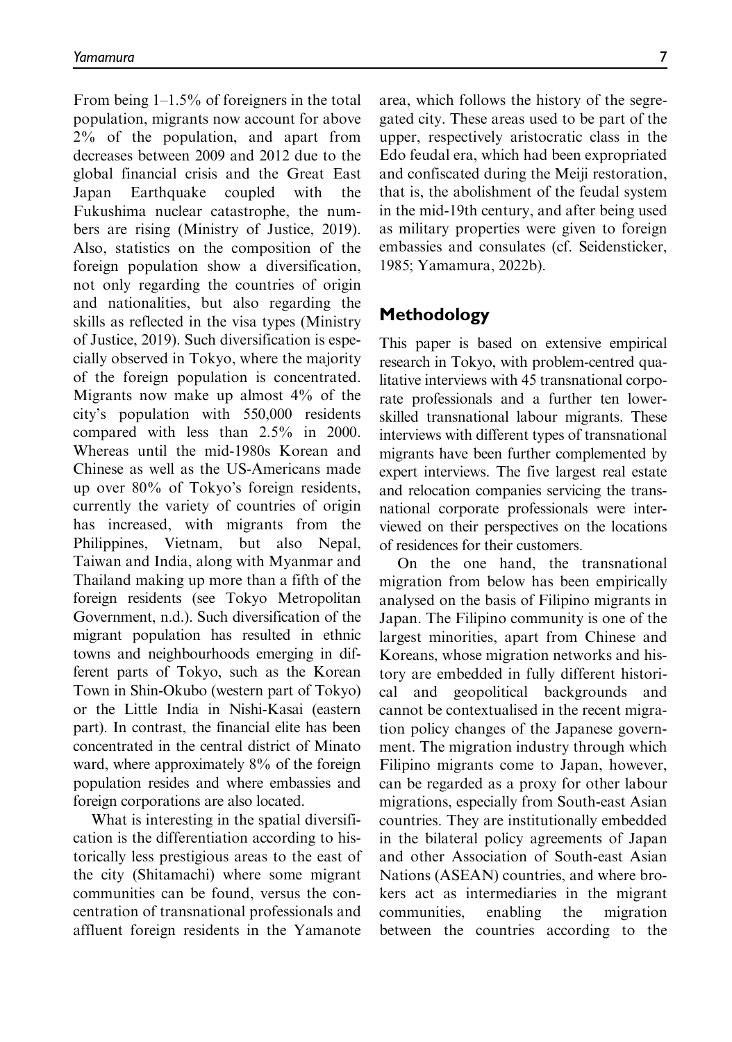From being 1–1.5% of foreigners in the total population, migrants now account for above 2% of the population, and apart from decreases between 2009 and 2012 due to the global financial crisis and the Great East Japan Earthquake coupled with the Fukushima nuclear catastrophe, the numbers are rising (Ministry of Justice, 2019). Also, statistics on the composition of the foreign population show a diversification, not only regarding the countries of origin and nationalities, but also regarding the skills as reflected in the visa types (Ministry of Justice, 2019). Such diversification is especially observed in Tokyo, where the majority of the foreign population is concentrated. Migrants now make up almost 4% of the city's population with 550,000 residents compared with less than 2.5% in 2000. Whereas until the mid-1980s Korean and Chinese as well as the US-Americans made up over 80% of Tokyo's foreign residents, currently the variety of countries of origin has increased, with migrants from the Philippines, Vietnam, but also Nepal, Taiwan and India, along with Myanmar and Thailand making up more than a fifth of the foreign residents (see Tokyo Metropolitan Government, n.d.). Such diversification of the migrant population has resulted in ethnic towns and neighbourhoods emerging in different parts of Tokyo, such as the Korean Town in Shin-Okubo (western part of Tokyo) or the Little India in Nishi-Kasai (eastern part). In contrast, the financial elite has been concentrated in the central district of Minato ward, where approximately 8% of the foreign population resides and where embassies and foreign corporations are also located.

What is interesting in the spatial diversification is the differentiation according to historically less prestigious areas to the east of the city (Shitamachi) where some migrant communities can be found, versus the concentration of transnational professionals and affluent foreign residents in the Yamanote area, which follows the history of the segregated city. These areas used to be part of the upper, respectively aristocratic class in the Edo feudal era, which had been expropriated and confiscated during the Meiji restoration, that is, the abolishment of the feudal system in the mid-19th century, and after being used as military properties were given to foreign embassies and consulates (cf. Seidensticker, 1985; Yamamura, 2022b).

## Methodology

This paper is based on extensive empirical research in Tokyo, with problem-centred qualitative interviews with 45 transnational corporate professionals and a further ten lower-skilled transnational labour migrants. These interviews with different types of transnational migrants have been further complemented by expert interviews. The five largest real estate and relocation companies servicing the transnational corporate professionals were interviewed on their perspectives on the locations of residences for their customers.

On the one hand, the transnational migration from below has been empirically analysed on the basis of Filipino migrants in Japan. The Filipino community is one of the largest minorities, apart from Chinese and Koreans, whose migration networks and history are embedded in fully different historical and geopolitical backgrounds and cannot be contextualised in the recent migration policy changes of the Japanese government. The migration industry through which Filipino migrants come to Japan, however, can be regarded as a proxy for other labour migrations, especially from South-east Asian countries. They are institutionally embedded in the bilateral policy agreements of Japan and other Association of South-east Asian Nations (ASEAN) countries, and where brokers act as intermediaries in the migrant communities, enabling the migration between the countries according to the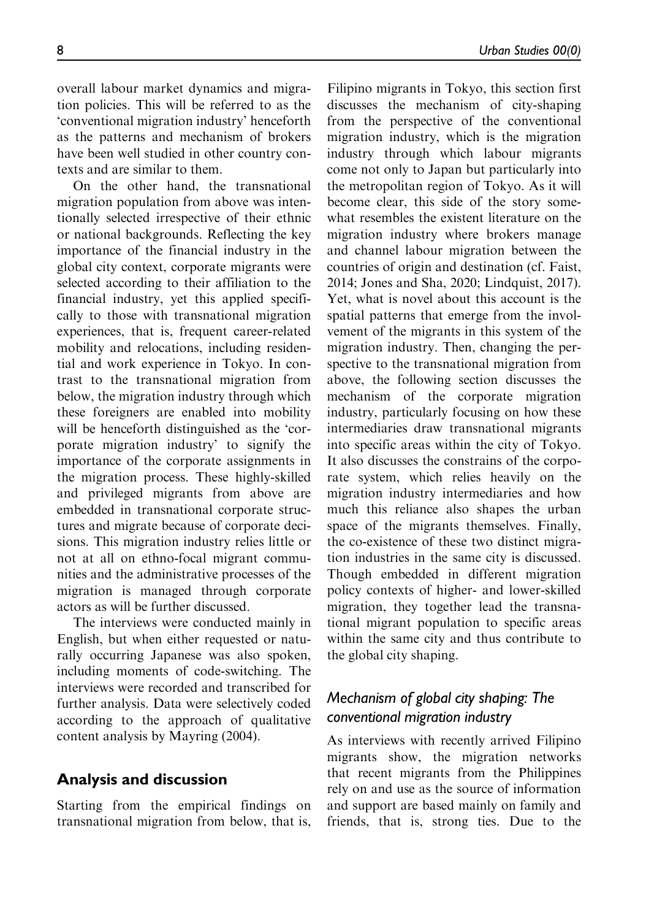overall labour market dynamics and migration policies. This will be referred to as the 'conventional migration industry' henceforth as the patterns and mechanism of brokers have been well studied in other country contexts and are similar to them.

On the other hand, the transnational migration population from above was intentionally selected irrespective of their ethnic or national backgrounds. Reflecting the key importance of the financial industry in the global city context, corporate migrants were selected according to their affiliation to the financial industry, yet this applied specifically to those with transnational migration experiences, that is, frequent career-related mobility and relocations, including residential and work experience in Tokyo. In contrast to the transnational migration from below, the migration industry through which these foreigners are enabled into mobility will be henceforth distinguished as the 'corporate migration industry' to signify the importance of the corporate assignments in the migration process. These highly-skilled and privileged migrants from above are embedded in transnational corporate structures and migrate because of corporate decisions. This migration industry relies little or not at all on ethno-focal migrant communities and the administrative processes of the migration is managed through corporate actors as will be further discussed.

The interviews were conducted mainly in English, but when either requested or naturally occurring Japanese was also spoken, including moments of code-switching. The interviews were recorded and transcribed for further analysis. Data were selectively coded according to the approach of qualitative content analysis by Mayring (2004).

## Analysis and discussion

Starting from the empirical findings on transnational migration from below, that is, Filipino migrants in Tokyo, this section first discusses the mechanism of city-shaping from the perspective of the conventional migration industry, which is the migration industry through which labour migrants come not only to Japan but particularly into the metropolitan region of Tokyo. As it will become clear, this side of the story somewhat resembles the existent literature on the migration industry where brokers manage and channel labour migration between the countries of origin and destination (cf. Faist, 2014; Jones and Sha, 2020; Lindquist, 2017). Yet, what is novel about this account is the spatial patterns that emerge from the involvement of the migrants in this system of the migration industry. Then, changing the perspective to the transnational migration from above, the following section discusses the mechanism of the corporate migration industry, particularly focusing on how these intermediaries draw transnational migrants into specific areas within the city of Tokyo. It also discusses the constrains of the corporate system, which relies heavily on the migration industry intermediaries and how much this reliance also shapes the urban space of the migrants themselves. Finally, the co-existence of these two distinct migration industries in the same city is discussed. Though embedded in different migration policy contexts of higher- and lower-skilled migration, they together lead the transnational migrant population to specific areas within the same city and thus contribute to the global city shaping.

### *Mechanism of global city shaping: The conventional migration industry*

As interviews with recently arrived Filipino migrants show, the migration networks that recent migrants from the Philippines rely on and use as the source of information and support are based mainly on family and friends, that is, strong ties. Due to the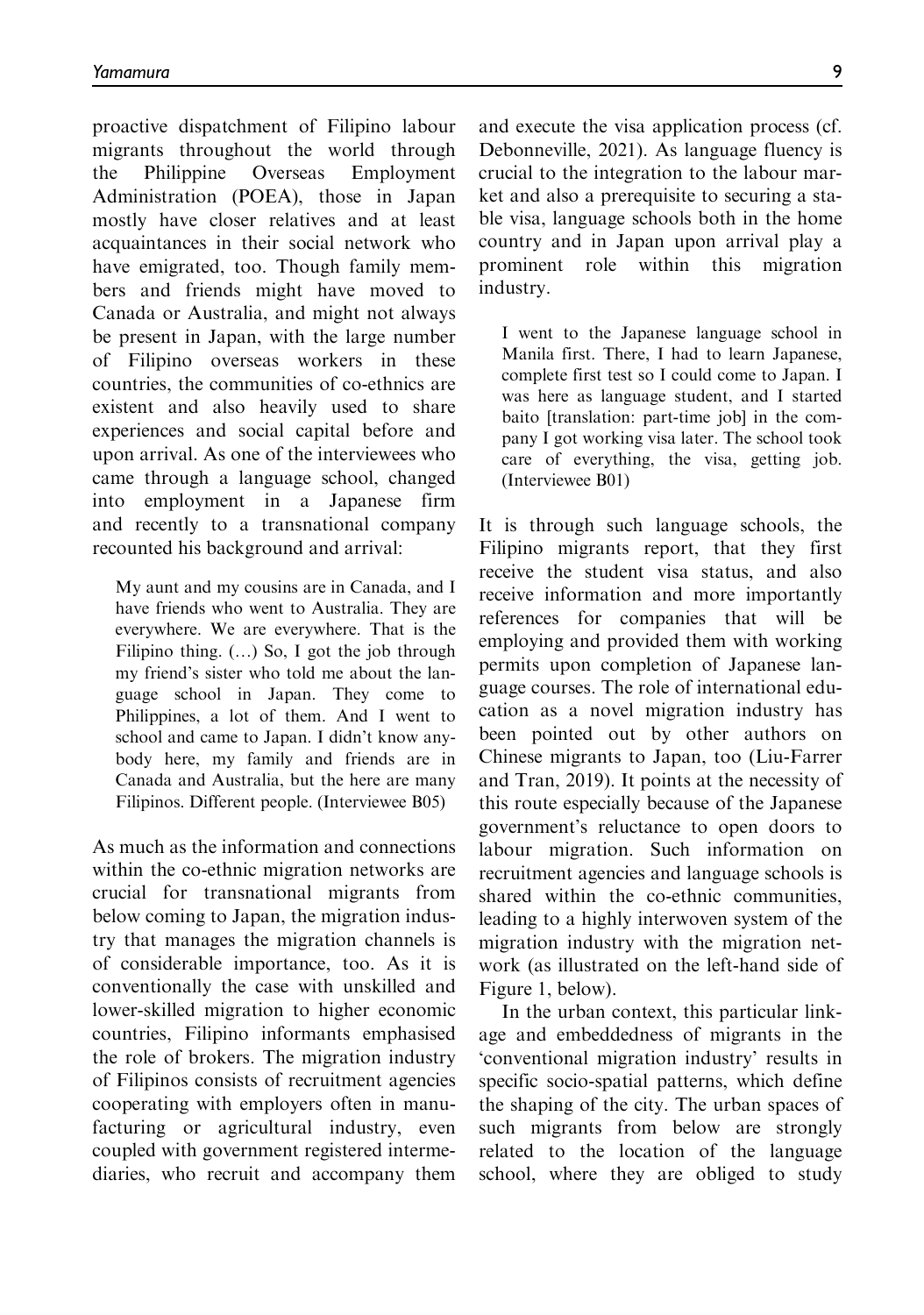proactive dispatchment of Filipino labour migrants throughout the world through the Philippine Overseas Employment Administration (POEA), those in Japan mostly have closer relatives and at least acquaintances in their social network who have emigrated, too. Though family members and friends might have moved to Canada or Australia, and might not always be present in Japan, with the large number of Filipino overseas workers in these countries, the communities of co-ethnics are existent and also heavily used to share experiences and social capital before and upon arrival. As one of the interviewees who came through a language school, changed into employment in a Japanese firm and recently to a transnational company recounted his background and arrival:

> My aunt and my cousins are in Canada, and I have friends who went to Australia. They are everywhere. We are everywhere. That is the Filipino thing. (…) So, I got the job through my friend's sister who told me about the language school in Japan. They come to Philippines, a lot of them. And I went to school and came to Japan. I didn't know anybody here, my family and friends are in Canada and Australia, but the here are many Filipinos. Different people. (Interviewee B05)

As much as the information and connections within the co-ethnic migration networks are crucial for transnational migrants from below coming to Japan, the migration industry that manages the migration channels is of considerable importance, too. As it is conventionally the case with unskilled and lower-skilled migration to higher economic countries, Filipino informants emphasised the role of brokers. The migration industry of Filipinos consists of recruitment agencies cooperating with employers often in manufacturing or agricultural industry, even coupled with government registered intermediaries, who recruit and accompany them and execute the visa application process (cf. Debonneville, 2021). As language fluency is crucial to the integration to the labour market and also a prerequisite to securing a stable visa, language schools both in the home country and in Japan upon arrival play a prominent role within this migration industry.

> I went to the Japanese language school in Manila first. There, I had to learn Japanese, complete first test so I could come to Japan. I was here as language student, and I started baito [translation: part-time job] in the company I got working visa later. The school took care of everything, the visa, getting job. (Interviewee B01)

It is through such language schools, the Filipino migrants report, that they first receive the student visa status, and also receive information and more importantly references for companies that will be employing and provided them with working permits upon completion of Japanese language courses. The role of international education as a novel migration industry has been pointed out by other authors on Chinese migrants to Japan, too (Liu-Farrer and Tran, 2019). It points at the necessity of this route especially because of the Japanese government's reluctance to open doors to labour migration. Such information on recruitment agencies and language schools is shared within the co-ethnic communities, leading to a highly interwoven system of the migration industry with the migration network (as illustrated on the left-hand side of Figure 1, below).

In the urban context, this particular linkage and embeddedness of migrants in the 'conventional migration industry' results in specific socio-spatial patterns, which define the shaping of the city. The urban spaces of such migrants from below are strongly related to the location of the language school, where they are obliged to study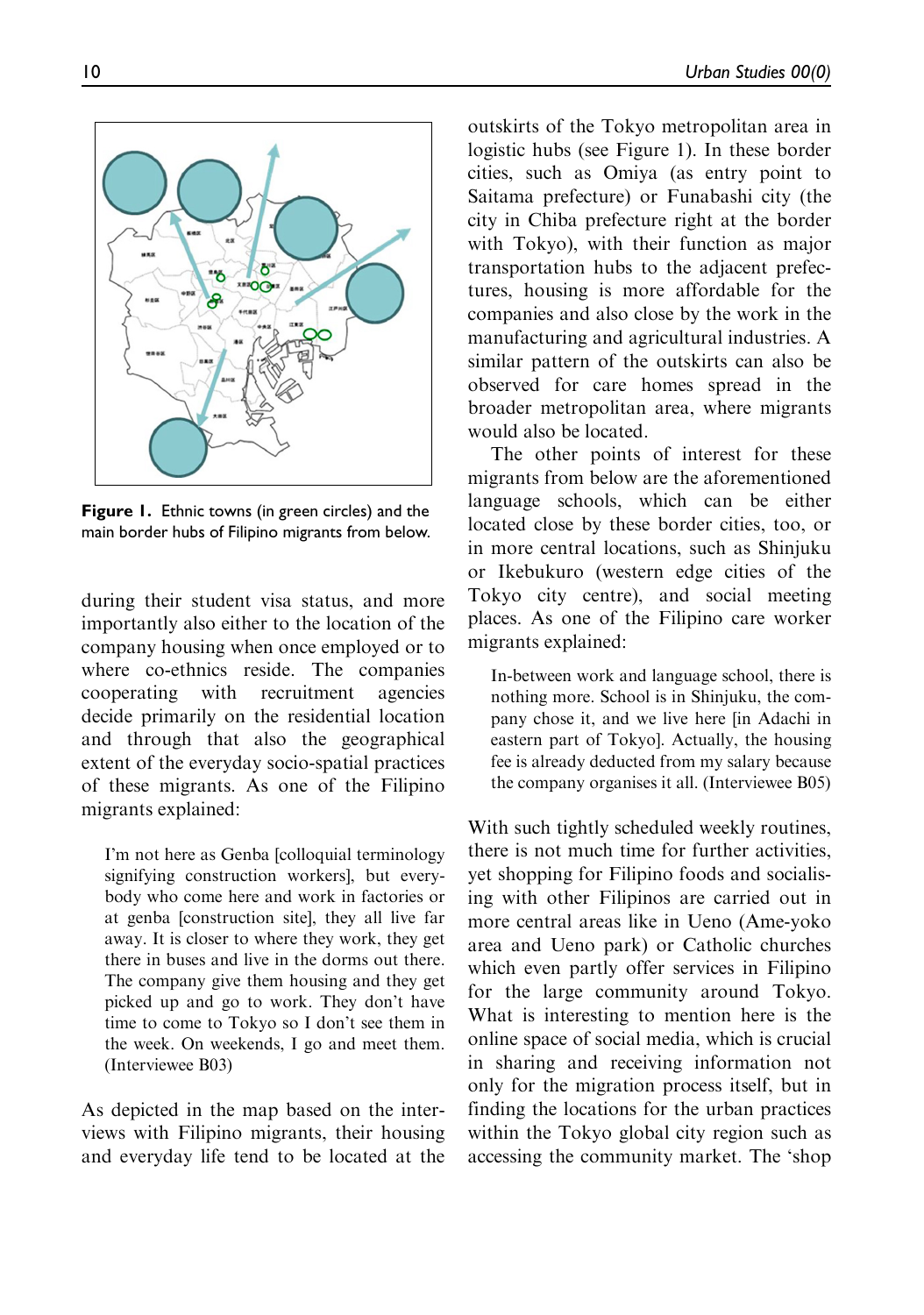**Figure 1.** Ethnic towns (in green circles) and the main border hubs of Filipino migrants from below.

during their student visa status, and more importantly also either to the location of the company housing when once employed or to where co-ethnics reside. The companies cooperating with recruitment agencies decide primarily on the residential location and through that also the geographical extent of the everyday socio-spatial practices of these migrants. As one of the Filipino migrants explained:

> I'm not here as Genba [colloquial terminology signifying construction workers], but everybody who come here and work in factories or at genba [construction site], they all live far away. It is closer to where they work, they get there in buses and live in the dorms out there. The company give them housing and they get picked up and go to work. They don't have time to come to Tokyo so I don't see them in the week. On weekends, I go and meet them. (Interviewee B03)

As depicted in the map based on the interviews with Filipino migrants, their housing and everyday life tend to be located at the outskirts of the Tokyo metropolitan area in logistic hubs (see Figure 1). In these border cities, such as Omiya (as entry point to Saitama prefecture) or Funabashi city (the city in Chiba prefecture right at the border with Tokyo), with their function as major transportation hubs to the adjacent prefectures, housing is more affordable for the companies and also close by the work in the manufacturing and agricultural industries. A similar pattern of the outskirts can also be observed for care homes spread in the broader metropolitan area, where migrants would also be located.

The other points of interest for these migrants from below are the aforementioned language schools, which can be either located close by these border cities, too, or in more central locations, such as Shinjuku or Ikebukuro (western edge cities of the Tokyo city centre), and social meeting places. As one of the Filipino care worker migrants explained:

> In-between work and language school, there is nothing more. School is in Shinjuku, the company chose it, and we live here [in Adachi in eastern part of Tokyo]. Actually, the housing fee is already deducted from my salary because the company organises it all. (Interviewee B05)

With such tightly scheduled weekly routines, there is not much time for further activities, yet shopping for Filipino foods and socialising with other Filipinos are carried out in more central areas like in Ueno (Ame-yoko area and Ueno park) or Catholic churches which even partly offer services in Filipino for the large community around Tokyo. What is interesting to mention here is the online space of social media, which is crucial in sharing and receiving information not only for the migration process itself, but in finding the locations for the urban practices within the Tokyo global city region such as accessing the community market. The 'shop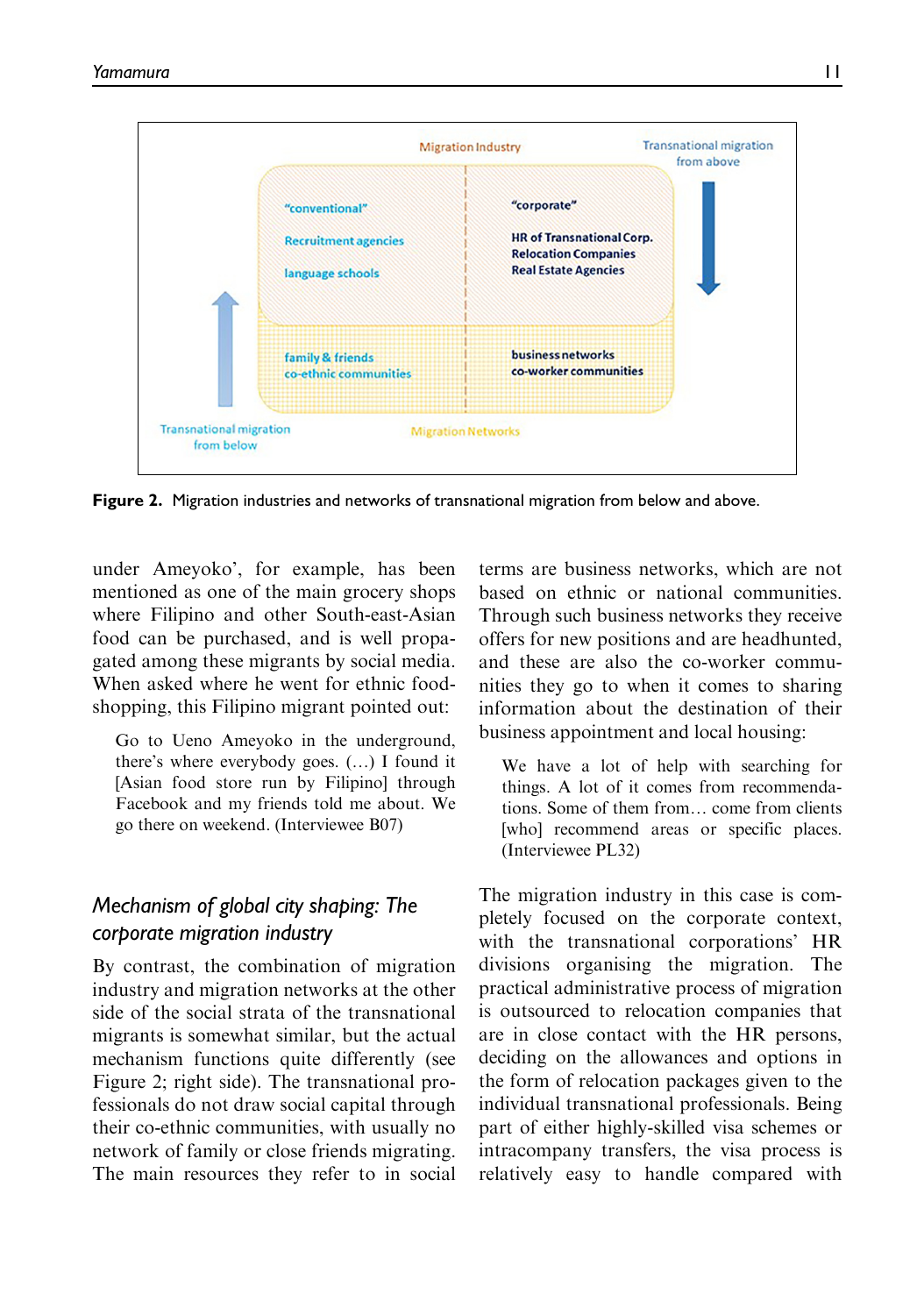Migration Industry

Transnational migration from above

"conventional"

Recruitment agencies

language schools

"corporate"

HR of Transnational Corp.
Relocation Companies
Real Estate Agencies

family & friends
co-ethnic communities

business networks
co-worker communities

Transnational migration from below

Migration Networks

**Figure 2.** Migration industries and networks of transnational migration from below and above.

under Ameyoko', for example, has been mentioned as one of the main grocery shops where Filipino and other South-east-Asian food can be purchased, and is well propagated among these migrants by social media. When asked where he went for ethnic food-shopping, this Filipino migrant pointed out:

> Go to Ueno Ameyoko in the underground, there's where everybody goes. (…) I found it [Asian food store run by Filipino] through Facebook and my friends told me about. We go there on weekend. (Interviewee B07)

## *Mechanism of global city shaping: The corporate migration industry*

By contrast, the combination of migration industry and migration networks at the other side of the social strata of the transnational migrants is somewhat similar, but the actual mechanism functions quite differently (see Figure 2; right side). The transnational professionals do not draw social capital through their co-ethnic communities, with usually no network of family or close friends migrating. The main resources they refer to in social terms are business networks, which are not based on ethnic or national communities. Through such business networks they receive offers for new positions and are headhunted, and these are also the co-worker communities they go to when it comes to sharing information about the destination of their business appointment and local housing:

> We have a lot of help with searching for things. A lot of it comes from recommendations. Some of them from… come from clients [who] recommend areas or specific places. (Interviewee PL32)

The migration industry in this case is completely focused on the corporate context, with the transnational corporations' HR divisions organising the migration. The practical administrative process of migration is outsourced to relocation companies that are in close contact with the HR persons, deciding on the allowances and options in the form of relocation packages given to the individual transnational professionals. Being part of either highly-skilled visa schemes or intracompany transfers, the visa process is relatively easy to handle compared with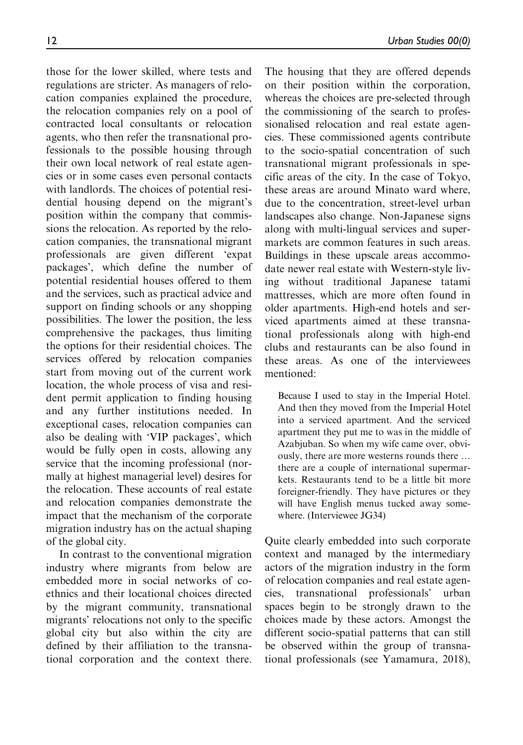those for the lower skilled, where tests and regulations are stricter. As managers of relocation companies explained the procedure, the relocation companies rely on a pool of contracted local consultants or relocation agents, who then refer the transnational professionals to the possible housing through their own local network of real estate agencies or in some cases even personal contacts with landlords. The choices of potential residential housing depend on the migrant's position within the company that commissions the relocation. As reported by the relocation companies, the transnational migrant professionals are given different 'expat packages', which define the number of potential residential houses offered to them and the services, such as practical advice and support on finding schools or any shopping possibilities. The lower the position, the less comprehensive the packages, thus limiting the options for their residential choices. The services offered by relocation companies start from moving out of the current work location, the whole process of visa and resident permit application to finding housing and any further institutions needed. In exceptional cases, relocation companies can also be dealing with 'VIP packages', which would be fully open in costs, allowing any service that the incoming professional (normally at highest managerial level) desires for the relocation. These accounts of real estate and relocation companies demonstrate the impact that the mechanism of the corporate migration industry has on the actual shaping of the global city.

In contrast to the conventional migration industry where migrants from below are embedded more in social networks of co-ethnics and their locational choices directed by the migrant community, transnational migrants' relocations not only to the specific global city but also within the city are defined by their affiliation to the transnational corporation and the context there. The housing that they are offered depends on their position within the corporation, whereas the choices are pre-selected through the commissioning of the search to professionalised relocation and real estate agencies. These commissioned agents contribute to the socio-spatial concentration of such transnational migrant professionals in specific areas of the city. In the case of Tokyo, these areas are around Minato ward where, due to the concentration, street-level urban landscapes also change. Non-Japanese signs along with multi-lingual services and supermarkets are common features in such areas. Buildings in these upscale areas accommodate newer real estate with Western-style living without traditional Japanese tatami mattresses, which are more often found in older apartments. High-end hotels and serviced apartments aimed at these transnational professionals along with high-end clubs and restaurants can be also found in these areas. As one of the interviewees mentioned:

> Because I used to stay in the Imperial Hotel. And then they moved from the Imperial Hotel into a serviced apartment. And the serviced apartment they put me to was in the middle of Azabjuban. So when my wife came over, obviously, there are more westerns rounds there … there are a couple of international supermarkets. Restaurants tend to be a little bit more foreigner-friendly. They have pictures or they will have English menus tucked away somewhere. (Interviewee JG34)

Quite clearly embedded into such corporate context and managed by the intermediary actors of the migration industry in the form of relocation companies and real estate agencies, transnational professionals' urban spaces begin to be strongly drawn to the choices made by these actors. Amongst the different socio-spatial patterns that can still be observed within the group of transnational professionals (see Yamamura, 2018),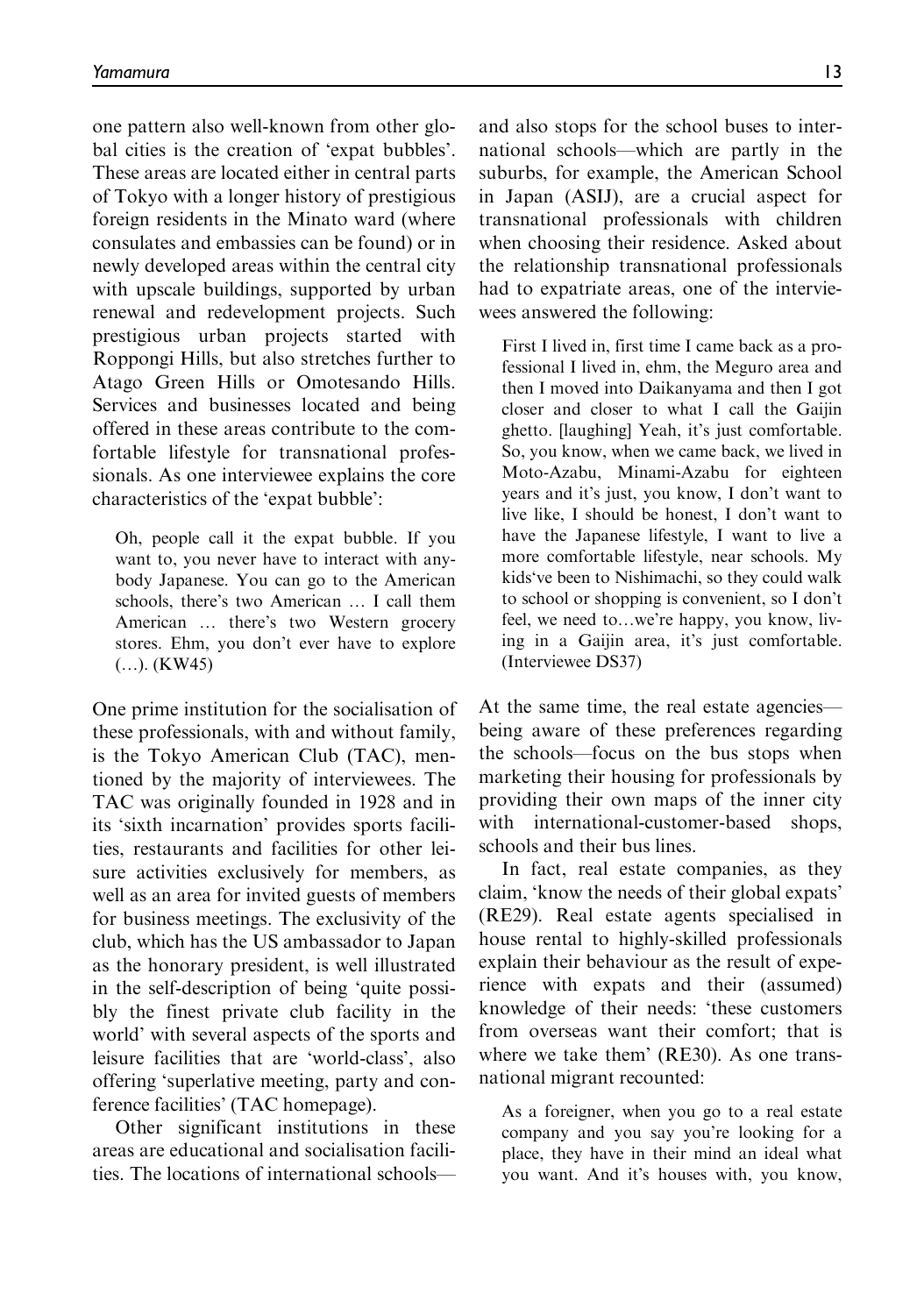one pattern also well-known from other global cities is the creation of 'expat bubbles'. These areas are located either in central parts of Tokyo with a longer history of prestigious foreign residents in the Minato ward (where consulates and embassies can be found) or in newly developed areas within the central city with upscale buildings, supported by urban renewal and redevelopment projects. Such prestigious urban projects started with Roppongi Hills, but also stretches further to Atago Green Hills or Omotesando Hills. Services and businesses located and being offered in these areas contribute to the comfortable lifestyle for transnational professionals. As one interviewee explains the core characteristics of the 'expat bubble':

> Oh, people call it the expat bubble. If you want to, you never have to interact with anybody Japanese. You can go to the American schools, there's two American … I call them American … there's two Western grocery stores. Ehm, you don't ever have to explore (…). (KW45)

One prime institution for the socialisation of these professionals, with and without family, is the Tokyo American Club (TAC), mentioned by the majority of interviewees. The TAC was originally founded in 1928 and in its 'sixth incarnation' provides sports facilities, restaurants and facilities for other leisure activities exclusively for members, as well as an area for invited guests of members for business meetings. The exclusivity of the club, which has the US ambassador to Japan as the honorary president, is well illustrated in the self-description of being 'quite possibly the finest private club facility in the world' with several aspects of the sports and leisure facilities that are 'world-class', also offering 'superlative meeting, party and conference facilities' (TAC homepage).

Other significant institutions in these areas are educational and socialisation facilities. The locations of international schools—and also stops for the school buses to international schools—which are partly in the suburbs, for example, the American School in Japan (ASIJ), are a crucial aspect for transnational professionals with children when choosing their residence. Asked about the relationship transnational professionals had to expatriate areas, one of the interviewees answered the following:

> First I lived in, first time I came back as a professional I lived in, ehm, the Meguro area and then I moved into Daikanyama and then I got closer and closer to what I call the Gaijin ghetto. [laughing] Yeah, it's just comfortable. So, you know, when we came back, we lived in Moto-Azabu, Minami-Azabu for eighteen years and it's just, you know, I don't want to live like, I should be honest, I don't want to have the Japanese lifestyle, I want to live a more comfortable lifestyle, near schools. My kids've been to Nishimachi, so they could walk to school or shopping is convenient, so I don't feel, we need to…we're happy, you know, living in a Gaijin area, it's just comfortable. (Interviewee DS37)

At the same time, the real estate agencies—being aware of these preferences regarding the schools—focus on the bus stops when marketing their housing for professionals by providing their own maps of the inner city with international-customer-based shops, schools and their bus lines.

In fact, real estate companies, as they claim, 'know the needs of their global expats' (RE29). Real estate agents specialised in house rental to highly-skilled professionals explain their behaviour as the result of experience with expats and their (assumed) knowledge of their needs: 'these customers from overseas want their comfort; that is where we take them' (RE30). As one transnational migrant recounted:

> As a foreigner, when you go to a real estate company and you say you're looking for a place, they have in their mind an ideal what you want. And it's houses with, you know,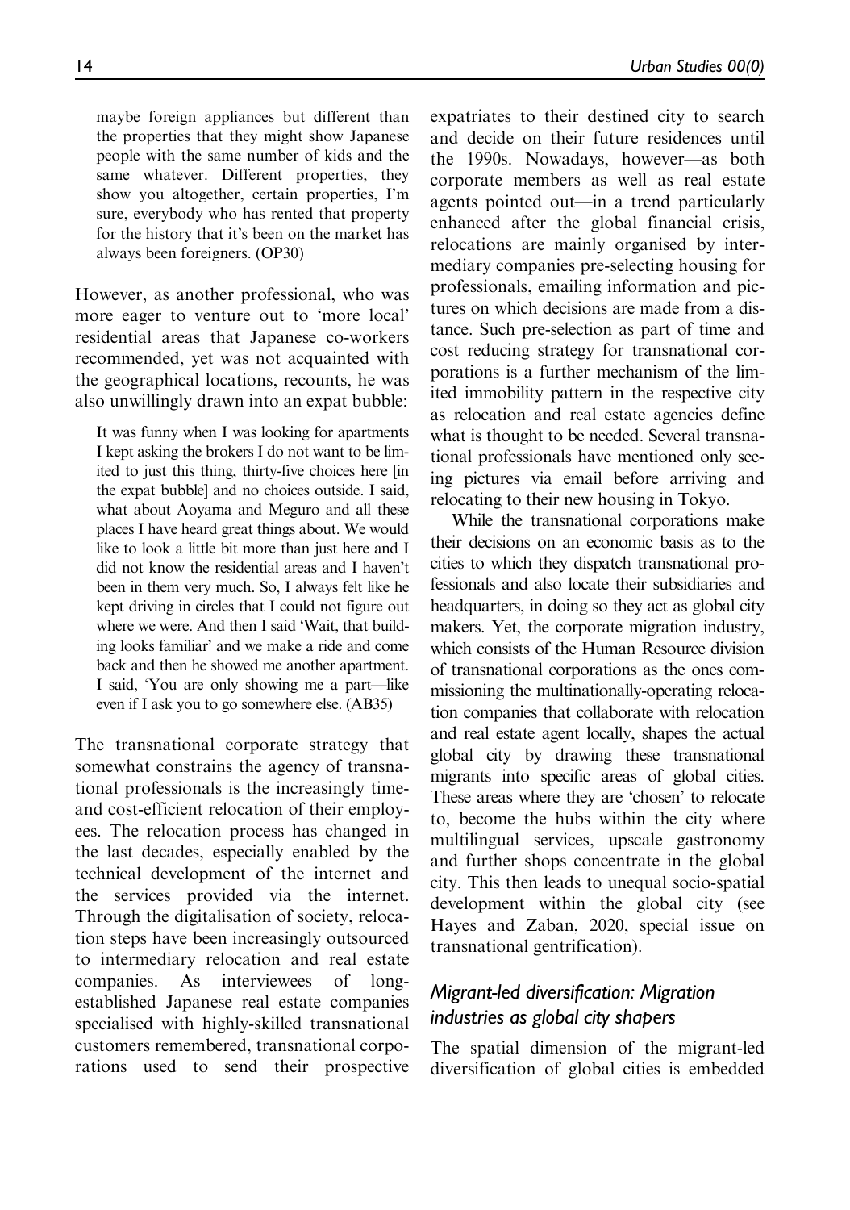> maybe foreign appliances but different than the properties that they might show Japanese people with the same number of kids and the same whatever. Different properties, they show you altogether, certain properties, I'm sure, everybody who has rented that property for the history that it's been on the market has always been foreigners. (OP30)

However, as another professional, who was more eager to venture out to 'more local' residential areas that Japanese co-workers recommended, yet was not acquainted with the geographical locations, recounts, he was also unwillingly drawn into an expat bubble:

> It was funny when I was looking for apartments I kept asking the brokers I do not want to be limited to just this thing, thirty-five choices here [in the expat bubble] and no choices outside. I said, what about Aoyama and Meguro and all these places I have heard great things about. We would like to look a little bit more than just here and I did not know the residential areas and I haven't been in them very much. So, I always felt like he kept driving in circles that I could not figure out where we were. And then I said 'Wait, that building looks familiar' and we make a ride and come back and then he showed me another apartment. I said, 'You are only showing me a part—like even if I ask you to go somewhere else. (AB35)

The transnational corporate strategy that somewhat constrains the agency of transnational professionals is the increasingly time- and cost-efficient relocation of their employees. The relocation process has changed in the last decades, especially enabled by the technical development of the internet and the services provided via the internet. Through the digitalisation of society, relocation steps have been increasingly outsourced to intermediary relocation and real estate companies. As interviewees of long-established Japanese real estate companies specialised with highly-skilled transnational customers remembered, transnational corporations used to send their prospective expatriates to their destined city to search and decide on their future residences until the 1990s. Nowadays, however—as both corporate members as well as real estate agents pointed out—in a trend particularly enhanced after the global financial crisis, relocations are mainly organised by intermediary companies pre-selecting housing for professionals, emailing information and pictures on which decisions are made from a distance. Such pre-selection as part of time and cost reducing strategy for transnational corporations is a further mechanism of the limited immobility pattern in the respective city as relocation and real estate agencies define what is thought to be needed. Several transnational professionals have mentioned only seeing pictures via email before arriving and relocating to their new housing in Tokyo.

While the transnational corporations make their decisions on an economic basis as to the cities to which they dispatch transnational professionals and also locate their subsidiaries and headquarters, in doing so they act as global city makers. Yet, the corporate migration industry, which consists of the Human Resource division of transnational corporations as the ones commissioning the multinationally-operating relocation companies that collaborate with relocation and real estate agent locally, shapes the actual global city by drawing these transnational migrants into specific areas of global cities. These areas where they are 'chosen' to relocate to, become the hubs within the city where multilingual services, upscale gastronomy and further shops concentrate in the global city. This then leads to unequal socio-spatial development within the global city (see Hayes and Zaban, 2020, special issue on transnational gentrification).

## *Migrant-led diversification: Migration industries as global city shapers*

The spatial dimension of the migrant-led diversification of global cities is embedded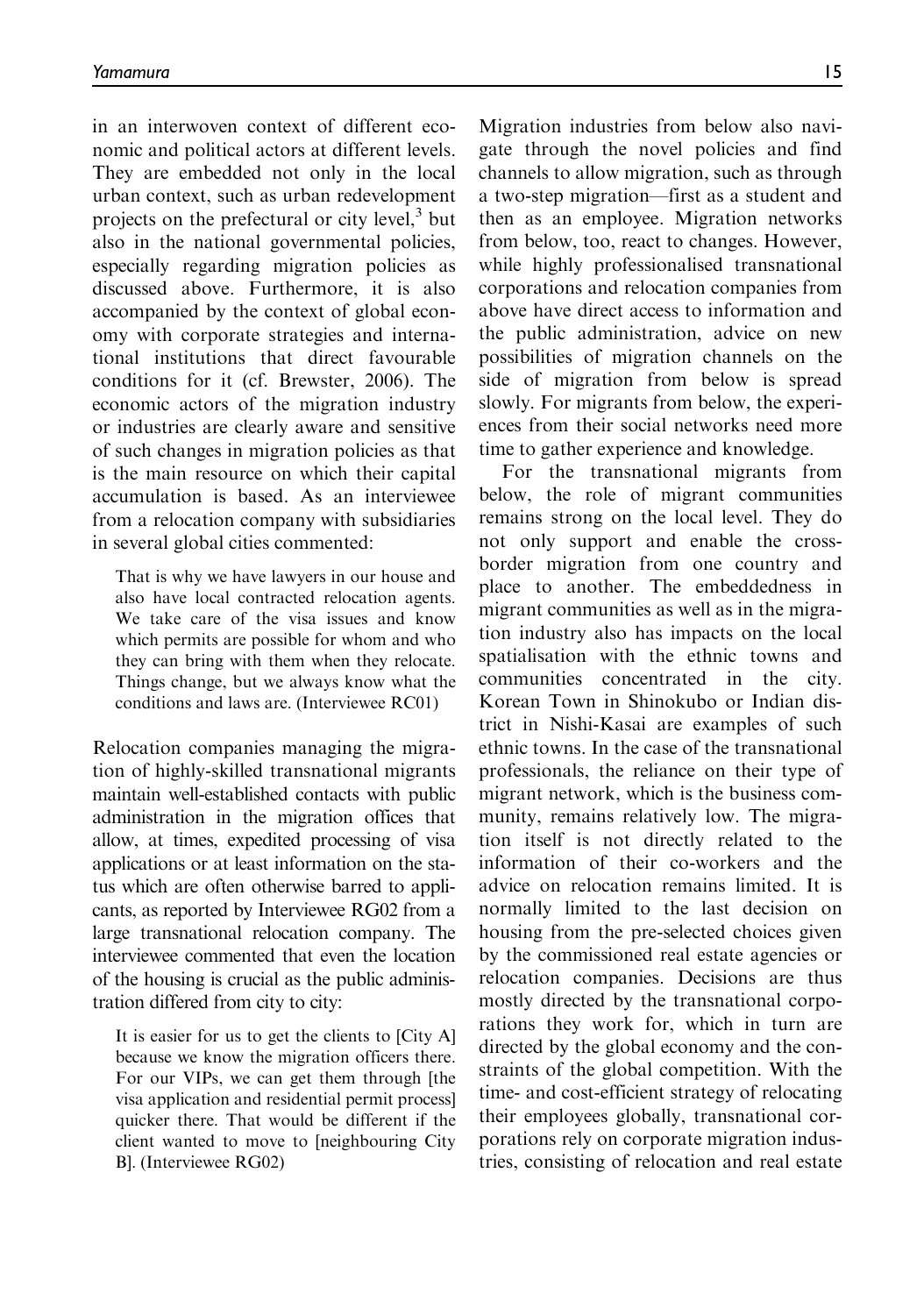in an interwoven context of different economic and political actors at different levels. They are embedded not only in the local urban context, such as urban redevelopment projects on the prefectural or city level,[3] but also in the national governmental policies, especially regarding migration policies as discussed above. Furthermore, it is also accompanied by the context of global economy with corporate strategies and international institutions that direct favourable conditions for it (cf. Brewster, 2006). The economic actors of the migration industry or industries are clearly aware and sensitive of such changes in migration policies as that is the main resource on which their capital accumulation is based. As an interviewee from a relocation company with subsidiaries in several global cities commented:

> That is why we have lawyers in our house and also have local contracted relocation agents. We take care of the visa issues and know which permits are possible for whom and who they can bring with them when they relocate. Things change, but we always know what the conditions and laws are. (Interviewee RC01)

Relocation companies managing the migration of highly-skilled transnational migrants maintain well-established contacts with public administration in the migration offices that allow, at times, expedited processing of visa applications or at least information on the status which are often otherwise barred to applicants, as reported by Interviewee RG02 from a large transnational relocation company. The interviewee commented that even the location of the housing is crucial as the public administration differed from city to city:

> It is easier for us to get the clients to [City A] because we know the migration officers there. For our VIPs, we can get them through [the visa application and residential permit process] quicker there. That would be different if the client wanted to move to [neighbouring City B]. (Interviewee RG02)

Migration industries from below also navigate through the novel policies and find channels to allow migration, such as through a two-step migration—first as a student and then as an employee. Migration networks from below, too, react to changes. However, while highly professionalised transnational corporations and relocation companies from above have direct access to information and the public administration, advice on new possibilities of migration channels on the side of migration from below is spread slowly. For migrants from below, the experiences from their social networks need more time to gather experience and knowledge.

For the transnational migrants from below, the role of migrant communities remains strong on the local level. They do not only support and enable the cross-border migration from one country and place to another. The embeddedness in migrant communities as well as in the migration industry also has impacts on the local spatialisation with the ethnic towns and communities concentrated in the city. Korean Town in Shinokubo or Indian district in Nishi-Kasai are examples of such ethnic towns. In the case of the transnational professionals, the reliance on their type of migrant network, which is the business community, remains relatively low. The migration itself is not directly related to the information of their co-workers and the advice on relocation remains limited. It is normally limited to the last decision on housing from the pre-selected choices given by the commissioned real estate agencies or relocation companies. Decisions are thus mostly directed by the transnational corporations they work for, which in turn are directed by the global economy and the constraints of the global competition. With the time- and cost-efficient strategy of relocating their employees globally, transnational corporations rely on corporate migration industries, consisting of relocation and real estate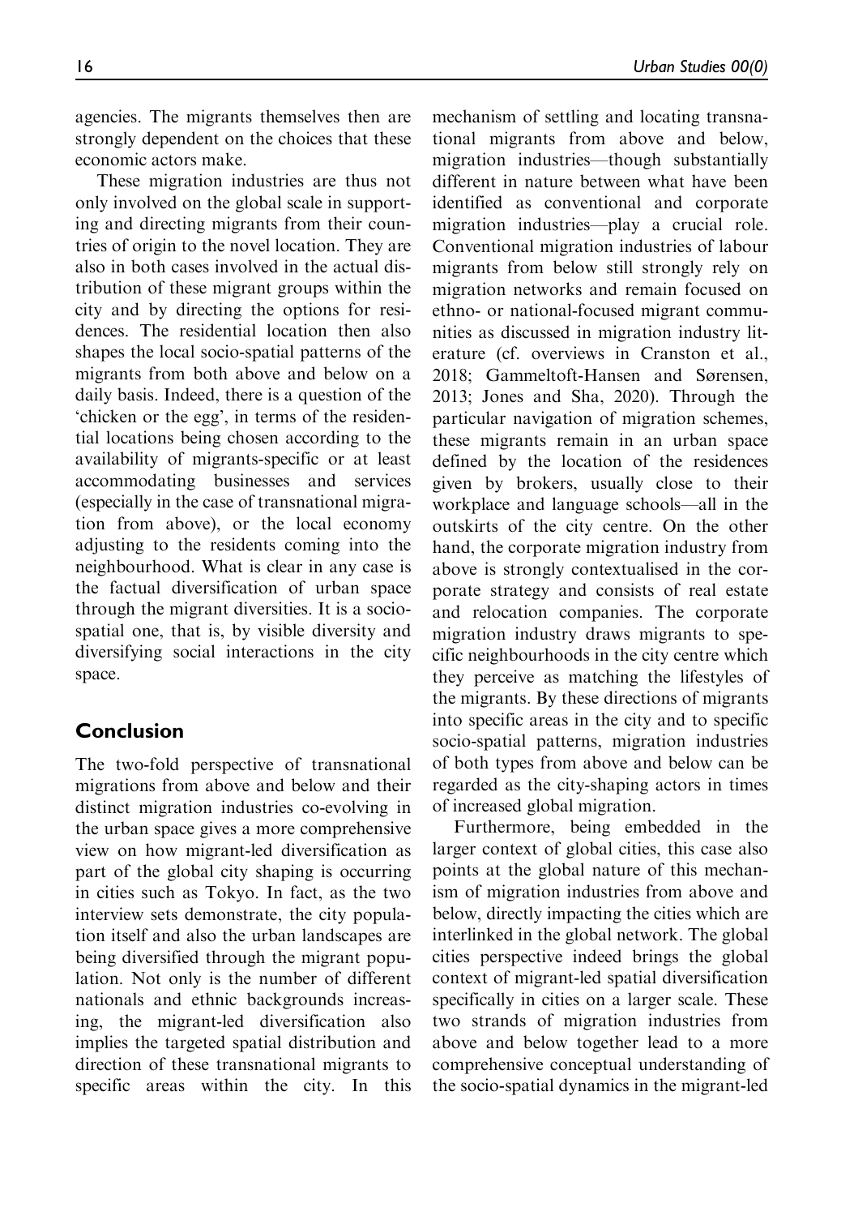agencies. The migrants themselves then are strongly dependent on the choices that these economic actors make.

These migration industries are thus not only involved on the global scale in supporting and directing migrants from their countries of origin to the novel location. They are also in both cases involved in the actual distribution of these migrant groups within the city and by directing the options for residences. The residential location then also shapes the local socio-spatial patterns of the migrants from both above and below on a daily basis. Indeed, there is a question of the 'chicken or the egg', in terms of the residential locations being chosen according to the availability of migrants-specific or at least accommodating businesses and services (especially in the case of transnational migration from above), or the local economy adjusting to the residents coming into the neighbourhood. What is clear in any case is the factual diversification of urban space through the migrant diversities. It is a socio-spatial one, that is, by visible diversity and diversifying social interactions in the city space.

## Conclusion

The two-fold perspective of transnational migrations from above and below and their distinct migration industries co-evolving in the urban space gives a more comprehensive view on how migrant-led diversification as part of the global city shaping is occurring in cities such as Tokyo. In fact, as the two interview sets demonstrate, the city population itself and also the urban landscapes are being diversified through the migrant population. Not only is the number of different nationals and ethnic backgrounds increasing, the migrant-led diversification also implies the targeted spatial distribution and direction of these transnational migrants to specific areas within the city. In this mechanism of settling and locating transnational migrants from above and below, migration industries—though substantially different in nature between what have been identified as conventional and corporate migration industries—play a crucial role. Conventional migration industries of labour migrants from below still strongly rely on migration networks and remain focused on ethno- or national-focused migrant communities as discussed in migration industry literature (cf. overviews in Cranston et al., 2018; Gammeltoft-Hansen and Sørensen, 2013; Jones and Sha, 2020). Through the particular navigation of migration schemes, these migrants remain in an urban space defined by the location of the residences given by brokers, usually close to their workplace and language schools—all in the outskirts of the city centre. On the other hand, the corporate migration industry from above is strongly contextualised in the corporate strategy and consists of real estate and relocation companies. The corporate migration industry draws migrants to specific neighbourhoods in the city centre which they perceive as matching the lifestyles of the migrants. By these directions of migrants into specific areas in the city and to specific socio-spatial patterns, migration industries of both types from above and below can be regarded as the city-shaping actors in times of increased global migration.

Furthermore, being embedded in the larger context of global cities, this case also points at the global nature of this mechanism of migration industries from above and below, directly impacting the cities which are interlinked in the global network. The global cities perspective indeed brings the global context of migrant-led spatial diversification specifically in cities on a larger scale. These two strands of migration industries from above and below together lead to a more comprehensive conceptual understanding of the socio-spatial dynamics in the migrant-led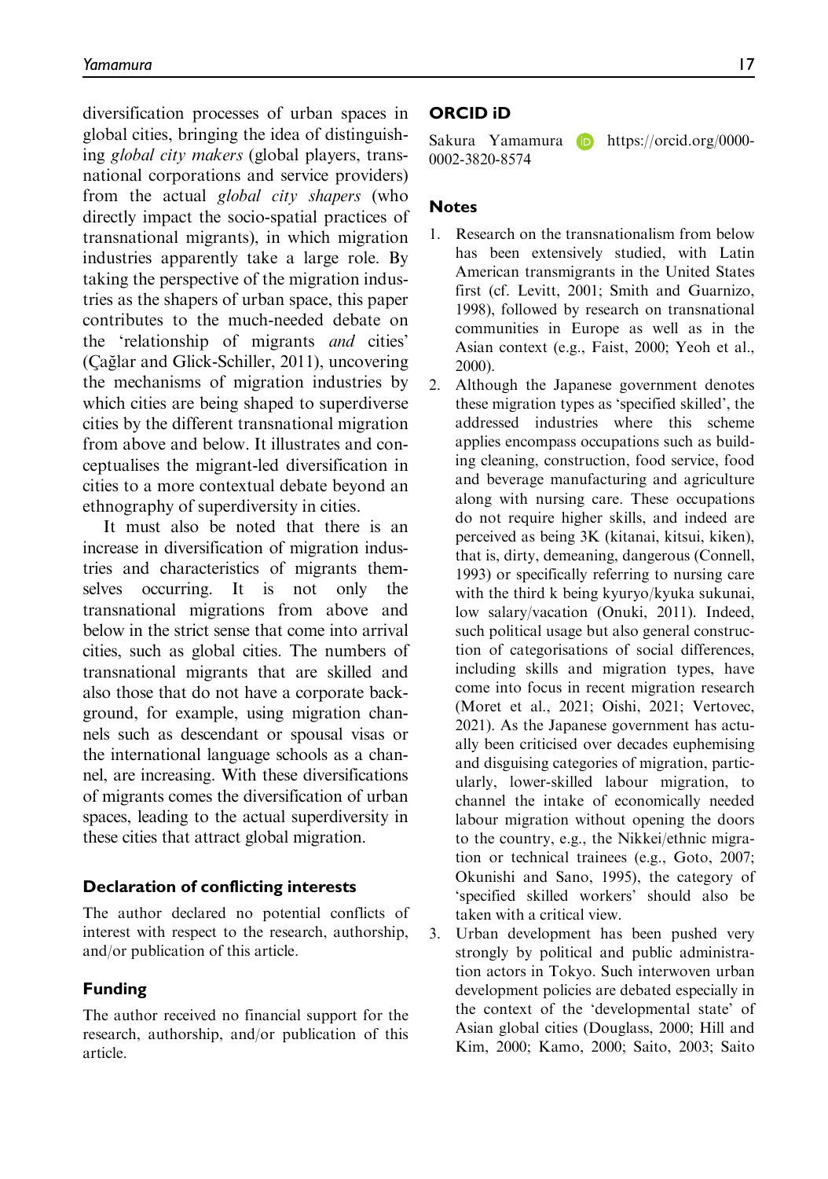diversification processes of urban spaces in global cities, bringing the idea of distinguishing *global city makers* (global players, transnational corporations and service providers) from the actual *global city shapers* (who directly impact the socio-spatial practices of transnational migrants), in which migration industries apparently take a large role. By taking the perspective of the migration industries as the shapers of urban space, this paper contributes to the much-needed debate on the 'relationship of migrants *and* cities' (Çağlar and Glick-Schiller, 2011), uncovering the mechanisms of migration industries by which cities are being shaped to superdiverse cities by the different transnational migration from above and below. It illustrates and conceptualises the migrant-led diversification in cities to a more contextual debate beyond an ethnography of superdiversity in cities.

It must also be noted that there is an increase in diversification of migration industries and characteristics of migrants themselves occurring. It is not only the transnational migrations from above and below in the strict sense that come into arrival cities, such as global cities. The numbers of transnational migrants that are skilled and also those that do not have a corporate background, for example, using migration channels such as descendant or spousal visas or the international language schools as a channel, are increasing. With these diversifications of migrants comes the diversification of urban spaces, leading to the actual superdiversity in these cities that attract global migration.

### Declaration of conflicting interests

The author declared no potential conflicts of interest with respect to the research, authorship, and/or publication of this article.

### Funding

The author received no financial support for the research, authorship, and/or publication of this article.

### ORCID iD

Sakura Yamamura https://orcid.org/0000-0002-3820-8574

### Notes

1. Research on the transnationalism from below has been extensively studied, with Latin American transmigrants in the United States first (cf. Levitt, 2001; Smith and Guarnizo, 1998), followed by research on transnational communities in Europe as well as in the Asian context (e.g., Faist, 2000; Yeoh et al., 2000).
2. Although the Japanese government denotes these migration types as 'specified skilled', the addressed industries where this scheme applies encompass occupations such as building cleaning, construction, food service, food and beverage manufacturing and agriculture along with nursing care. These occupations do not require higher skills, and indeed are perceived as being 3K (kitanai, kitsui, kiken), that is, dirty, demeaning, dangerous (Connell, 1993) or specifically referring to nursing care with the third k being kyuryo/kyuka sukunai, low salary/vacation (Onuki, 2011). Indeed, such political usage but also general construction of categorisations of social differences, including skills and migration types, have come into focus in recent migration research (Moret et al., 2021; Oishi, 2021; Vertovec, 2021). As the Japanese government has actually been criticised over decades euphemising and disguising categories of migration, particularly, lower-skilled labour migration, to channel the intake of economically needed labour migration without opening the doors to the country, e.g., the Nikkei/ethnic migration or technical trainees (e.g., Goto, 2007; Okunishi and Sano, 1995), the category of 'specified skilled workers' should also be taken with a critical view.
3. Urban development has been pushed very strongly by political and public administration actors in Tokyo. Such interwoven urban development policies are debated especially in the context of the 'developmental state' of Asian global cities (Douglass, 2000; Hill and Kim, 2000; Kamo, 2000; Saito, 2003; Saito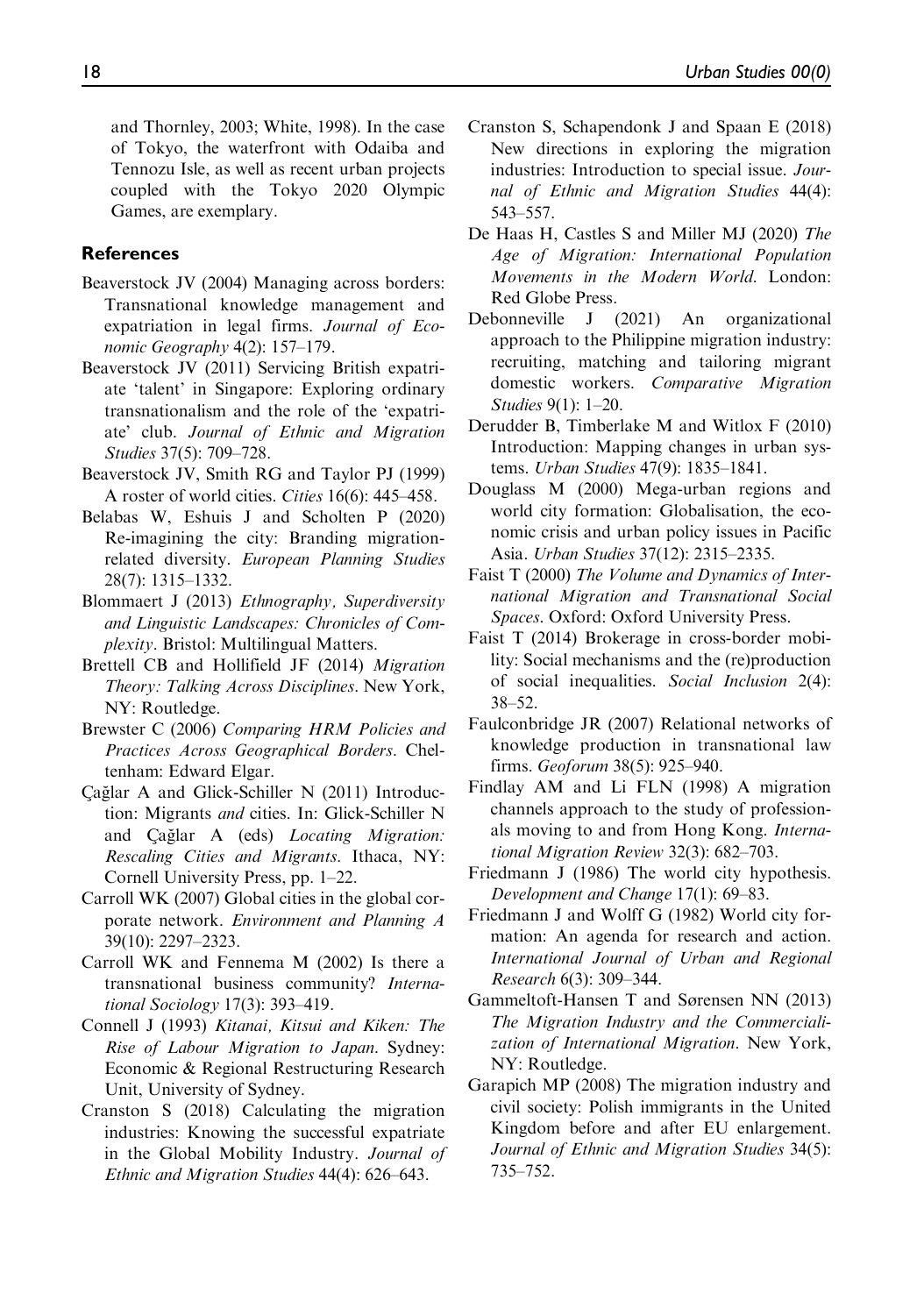and Thornley, 2003; White, 1998). In the case of Tokyo, the waterfront with Odaiba and Tennozu Isle, as well as recent urban projects coupled with the Tokyo 2020 Olympic Games, are exemplary.

## References

Beaverstock JV (2004) Managing across borders: Transnational knowledge management and expatriation in legal firms. *Journal of Economic Geography* 4(2): 157–179.

Beaverstock JV (2011) Servicing British expatriate 'talent' in Singapore: Exploring ordinary transnationalism and the role of the 'expatriate' club. *Journal of Ethnic and Migration Studies* 37(5): 709–728.

Beaverstock JV, Smith RG and Taylor PJ (1999) A roster of world cities. *Cities* 16(6): 445–458.

Belabas W, Eshuis J and Scholten P (2020) Re-imagining the city: Branding migration-related diversity. *European Planning Studies* 28(7): 1315–1332.

Blommaert J (2013) *Ethnography, Superdiversity and Linguistic Landscapes: Chronicles of Complexity*. Bristol: Multilingual Matters.

Brettell CB and Hollifield JF (2014) *Migration Theory: Talking Across Disciplines*. New York, NY: Routledge.

Brewster C (2006) *Comparing HRM Policies and Practices Across Geographical Borders*. Cheltenham: Edward Elgar.

Çağlar A and Glick-Schiller N (2011) Introduction: Migrants *and* cities. In: Glick-Schiller N and Çağlar A (eds) *Locating Migration: Rescaling Cities and Migrants*. Ithaca, NY: Cornell University Press, pp. 1–22.

Carroll WK (2007) Global cities in the global corporate network. *Environment and Planning A* 39(10): 2297–2323.

Carroll WK and Fennema M (2002) Is there a transnational business community? *International Sociology* 17(3): 393–419.

Connell J (1993) *Kitanai, Kitsui and Kiken: The Rise of Labour Migration to Japan*. Sydney: Economic & Regional Restructuring Research Unit, University of Sydney.

Cranston S (2018) Calculating the migration industries: Knowing the successful expatriate in the Global Mobility Industry. *Journal of Ethnic and Migration Studies* 44(4): 626–643.

Cranston S, Schapendonk J and Spaan E (2018) New directions in exploring the migration industries: Introduction to special issue. *Journal of Ethnic and Migration Studies* 44(4): 543–557.

De Haas H, Castles S and Miller MJ (2020) *The Age of Migration: International Population Movements in the Modern World*. London: Red Globe Press.

Debonneville J (2021) An organizational approach to the Philippine migration industry: recruiting, matching and tailoring migrant domestic workers. *Comparative Migration Studies* 9(1): 1–20.

Derudder B, Timberlake M and Witlox F (2010) Introduction: Mapping changes in urban systems. *Urban Studies* 47(9): 1835–1841.

Douglass M (2000) Mega-urban regions and world city formation: Globalisation, the economic crisis and urban policy issues in Pacific Asia. *Urban Studies* 37(12): 2315–2335.

Faist T (2000) *The Volume and Dynamics of International Migration and Transnational Social Spaces*. Oxford: Oxford University Press.

Faist T (2014) Brokerage in cross-border mobility: Social mechanisms and the (re)production of social inequalities. *Social Inclusion* 2(4): 38–52.

Faulconbridge JR (2007) Relational networks of knowledge production in transnational law firms. *Geoforum* 38(5): 925–940.

Findlay AM and Li FLN (1998) A migration channels approach to the study of professionals moving to and from Hong Kong. *International Migration Review* 32(3): 682–703.

Friedmann J (1986) The world city hypothesis. *Development and Change* 17(1): 69–83.

Friedmann J and Wolff G (1982) World city formation: An agenda for research and action. *International Journal of Urban and Regional Research* 6(3): 309–344.

Gammeltoft-Hansen T and Sørensen NN (2013) *The Migration Industry and the Commercialization of International Migration*. New York, NY: Routledge.

Garapich MP (2008) The migration industry and civil society: Polish immigrants in the United Kingdom before and after EU enlargement. *Journal of Ethnic and Migration Studies* 34(5): 735–752.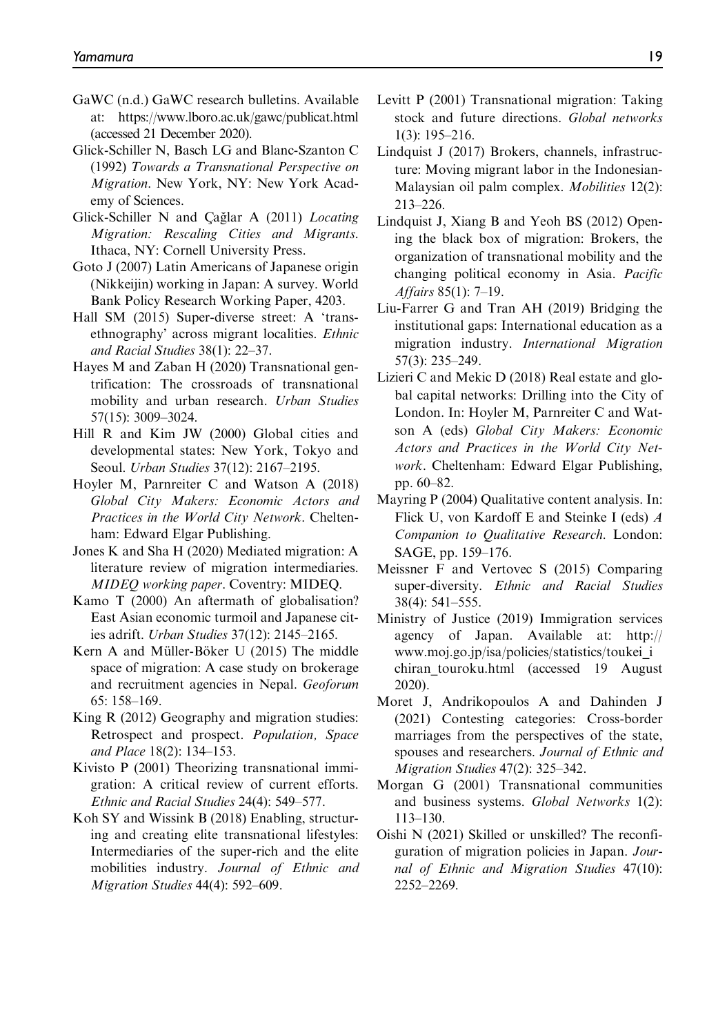GaWC (n.d.) GaWC research bulletins. Available at: https://www.lboro.ac.uk/gawc/publicat.html (accessed 21 December 2020).

Glick-Schiller N, Basch LG and Blanc-Szanton C (1992) *Towards a Transnational Perspective on Migration*. New York, NY: New York Academy of Sciences.

Glick-Schiller N and Çağlar A (2011) *Locating Migration: Rescaling Cities and Migrants*. Ithaca, NY: Cornell University Press.

Goto J (2007) Latin Americans of Japanese origin (Nikkeijin) working in Japan: A survey. World Bank Policy Research Working Paper, 4203.

Hall SM (2015) Super-diverse street: A 'trans-ethnography' across migrant localities. *Ethnic and Racial Studies* 38(1): 22–37.

Hayes M and Zaban H (2020) Transnational gentrification: The crossroads of transnational mobility and urban research. *Urban Studies* 57(15): 3009–3024.

Hill R and Kim JW (2000) Global cities and developmental states: New York, Tokyo and Seoul. *Urban Studies* 37(12): 2167–2195.

Hoyler M, Parnreiter C and Watson A (2018) *Global City Makers: Economic Actors and Practices in the World City Network*. Cheltenham: Edward Elgar Publishing.

Jones K and Sha H (2020) Mediated migration: A literature review of migration intermediaries. *MIDEQ working paper*. Coventry: MIDEQ.

Kamo T (2000) An aftermath of globalisation? East Asian economic turmoil and Japanese cities adrift. *Urban Studies* 37(12): 2145–2165.

Kern A and Müller-Böker U (2015) The middle space of migration: A case study on brokerage and recruitment agencies in Nepal. *Geoforum* 65: 158–169.

King R (2012) Geography and migration studies: Retrospect and prospect. *Population, Space and Place* 18(2): 134–153.

Kivisto P (2001) Theorizing transnational immigration: A critical review of current efforts. *Ethnic and Racial Studies* 24(4): 549–577.

Koh SY and Wissink B (2018) Enabling, structuring and creating elite transnational lifestyles: Intermediaries of the super-rich and the elite mobilities industry. *Journal of Ethnic and Migration Studies* 44(4): 592–609.

Levitt P (2001) Transnational migration: Taking stock and future directions. *Global networks* 1(3): 195–216.

Lindquist J (2017) Brokers, channels, infrastructure: Moving migrant labor in the Indonesian-Malaysian oil palm complex. *Mobilities* 12(2): 213–226.

Lindquist J, Xiang B and Yeoh BS (2012) Opening the black box of migration: Brokers, the organization of transnational mobility and the changing political economy in Asia. *Pacific Affairs* 85(1): 7–19.

Liu-Farrer G and Tran AH (2019) Bridging the institutional gaps: International education as a migration industry. *International Migration* 57(3): 235–249.

Lizieri C and Mekic D (2018) Real estate and global capital networks: Drilling into the City of London. In: Hoyler M, Parnreiter C and Watson A (eds) *Global City Makers: Economic Actors and Practices in the World City Network*. Cheltenham: Edward Elgar Publishing, pp. 60–82.

Mayring P (2004) Qualitative content analysis. In: Flick U, von Kardoff E and Steinke I (eds) *A Companion to Qualitative Research*. London: SAGE, pp. 159–176.

Meissner F and Vertovec S (2015) Comparing super-diversity. *Ethnic and Racial Studies* 38(4): 541–555.

Ministry of Justice (2019) Immigration services agency of Japan. Available at: http://www.moj.go.jp/isa/policies/statistics/toukei_ichiran_touroku.html (accessed 19 August 2020).

Moret J, Andrikopoulos A and Dahinden J (2021) Contesting categories: Cross-border marriages from the perspectives of the state, spouses and researchers. *Journal of Ethnic and Migration Studies* 47(2): 325–342.

Morgan G (2001) Transnational communities and business systems. *Global Networks* 1(2): 113–130.

Oishi N (2021) Skilled or unskilled? The reconfiguration of migration policies in Japan. *Journal of Ethnic and Migration Studies* 47(10): 2252–2269.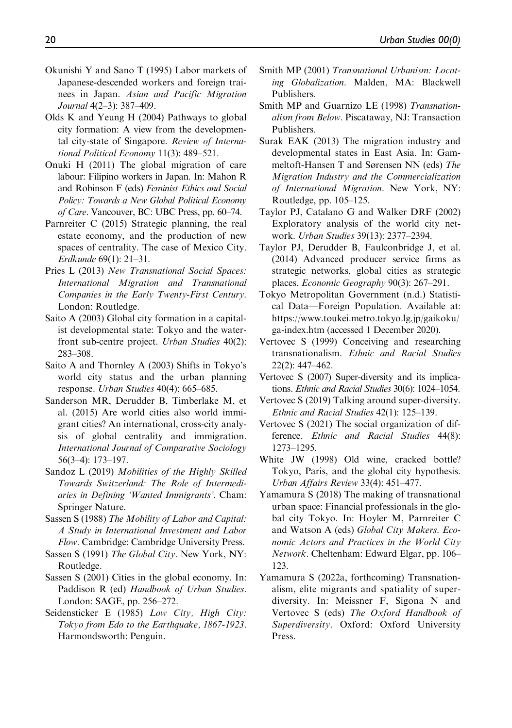Okunishi Y and Sano T (1995) Labor markets of Japanese-descended workers and foreign trainees in Japan. *Asian and Pacific Migration Journal* 4(2–3): 387–409.

Olds K and Yeung H (2004) Pathways to global city formation: A view from the developmental city-state of Singapore. *Review of International Political Economy* 11(3): 489–521.

Onuki H (2011) The global migration of care labour: Filipino workers in Japan. In: Mahon R and Robinson F (eds) *Feminist Ethics and Social Policy: Towards a New Global Political Economy of Care*. Vancouver, BC: UBC Press, pp. 60–74.

Parnreiter C (2015) Strategic planning, the real estate economy, and the production of new spaces of centrality. The case of Mexico City. *Erdkunde* 69(1): 21–31.

Pries L (2013) *New Transnational Social Spaces: International Migration and Transnational Companies in the Early Twenty-First Century*. London: Routledge.

Saito A (2003) Global city formation in a capitalist developmental state: Tokyo and the waterfront sub-centre project. *Urban Studies* 40(2): 283–308.

Saito A and Thornley A (2003) Shifts in Tokyo's world city status and the urban planning response. *Urban Studies* 40(4): 665–685.

Sanderson MR, Derudder B, Timberlake M, et al. (2015) Are world cities also world immigrant cities? An international, cross-city analysis of global centrality and immigration. *International Journal of Comparative Sociology* 56(3–4): 173–197.

Sandoz L (2019) *Mobilities of the Highly Skilled Towards Switzerland: The Role of Intermediaries in Defining 'Wanted Immigrants'*. Cham: Springer Nature.

Sassen S (1988) *The Mobility of Labor and Capital: A Study in International Investment and Labor Flow*. Cambridge: Cambridge University Press.

Sassen S (1991) *The Global City*. New York, NY: Routledge.

Sassen S (2001) Cities in the global economy. In: Paddison R (ed) *Handbook of Urban Studies*. London: SAGE, pp. 256–272.

Seidensticker E (1985) *Low City, High City: Tokyo from Edo to the Earthquake, 1867-1923*. Harmondsworth: Penguin.

Smith MP (2001) *Transnational Urbanism: Locating Globalization*. Malden, MA: Blackwell Publishers.

Smith MP and Guarnizo LE (1998) *Transnationalism from Below*. Piscataway, NJ: Transaction Publishers.

Surak EAK (2013) The migration industry and developmental states in East Asia. In: Gammeltoft-Hansen T and Sørensen NN (eds) *The Migration Industry and the Commercialization of International Migration*. New York, NY: Routledge, pp. 105–125.

Taylor PJ, Catalano G and Walker DRF (2002) Exploratory analysis of the world city network. *Urban Studies* 39(13): 2377–2394.

Taylor PJ, Derudder B, Faulconbridge J, et al. (2014) Advanced producer service firms as strategic networks, global cities as strategic places. *Economic Geography* 90(3): 267–291.

Tokyo Metropolitan Government (n.d.) Statistical Data—Foreign Population. Available at: https://www.toukei.metro.tokyo.lg.jp/gaikoku/ga-index.htm (accessed 1 December 2020).

Vertovec S (1999) Conceiving and researching transnationalism. *Ethnic and Racial Studies* 22(2): 447–462.

Vertovec S (2007) Super-diversity and its implications. *Ethnic and Racial Studies* 30(6): 1024–1054.

Vertovec S (2019) Talking around super-diversity. *Ethnic and Racial Studies* 42(1): 125–139.

Vertovec S (2021) The social organization of difference. *Ethnic and Racial Studies* 44(8): 1273–1295.

White JW (1998) Old wine, cracked bottle? Tokyo, Paris, and the global city hypothesis. *Urban Affairs Review* 33(4): 451–477.

Yamamura S (2018) The making of transnational urban space: Financial professionals in the global city Tokyo. In: Hoyler M, Parnreiter C and Watson A (eds) *Global City Makers. Economic Actors and Practices in the World City Network*. Cheltenham: Edward Elgar, pp. 106–123.

Yamamura S (2022a, forthcoming) Transnationalism, elite migrants and spatiality of super-diversity. In: Meissner F, Sigona N and Vertovec S (eds) *The Oxford Handbook of Superdiversity*. Oxford: Oxford University Press.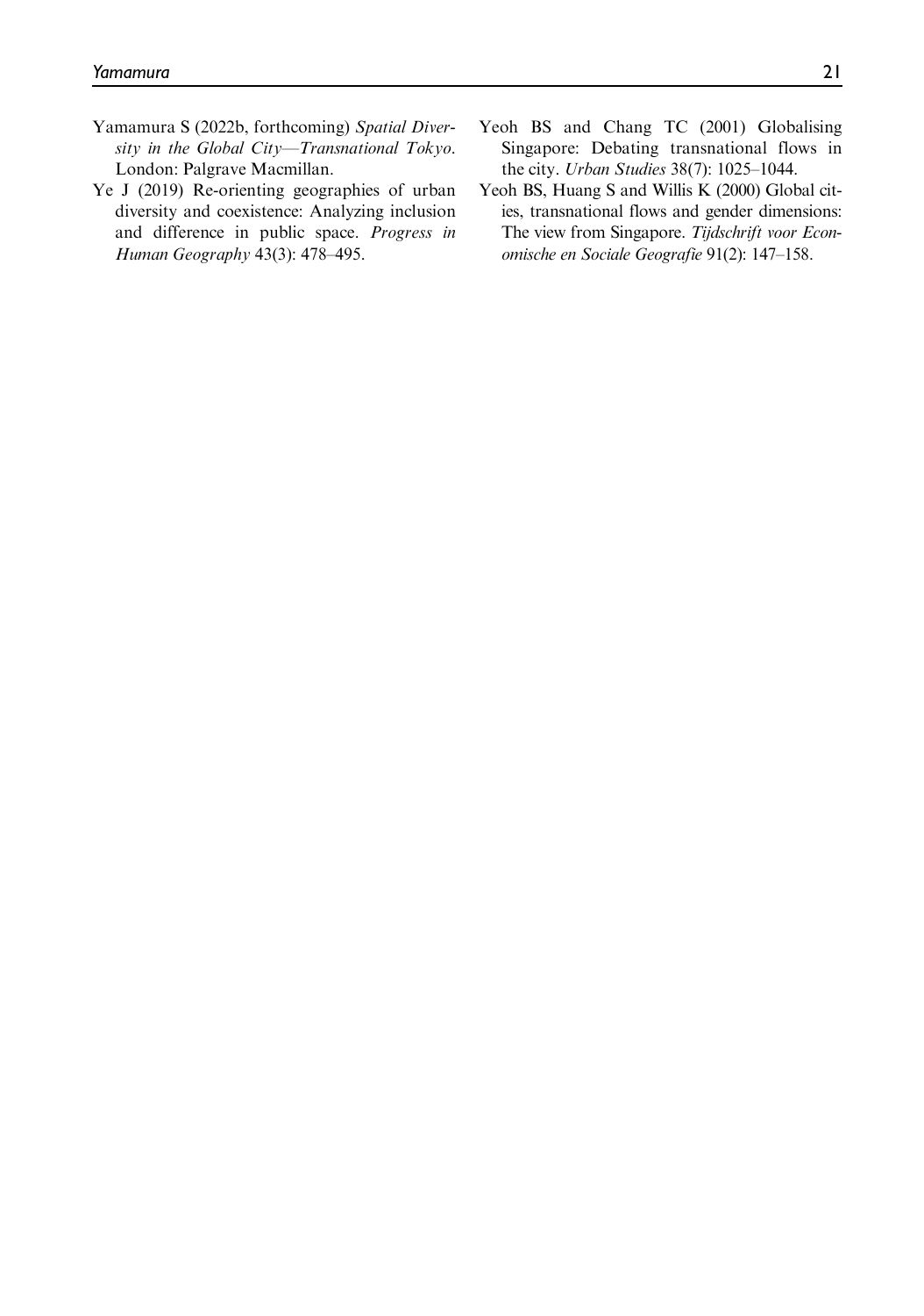Yamamura S (2022b, forthcoming) *Spatial Diversity in the Global City—Transnational Tokyo*. London: Palgrave Macmillan.

Ye J (2019) Re-orienting geographies of urban diversity and coexistence: Analyzing inclusion and difference in public space. *Progress in Human Geography* 43(3): 478–495.

Yeoh BS and Chang TC (2001) Globalising Singapore: Debating transnational flows in the city. *Urban Studies* 38(7): 1025–1044.

Yeoh BS, Huang S and Willis K (2000) Global cities, transnational flows and gender dimensions: The view from Singapore. *Tijdschrift voor Economische en Sociale Geografie* 91(2): 147–158.